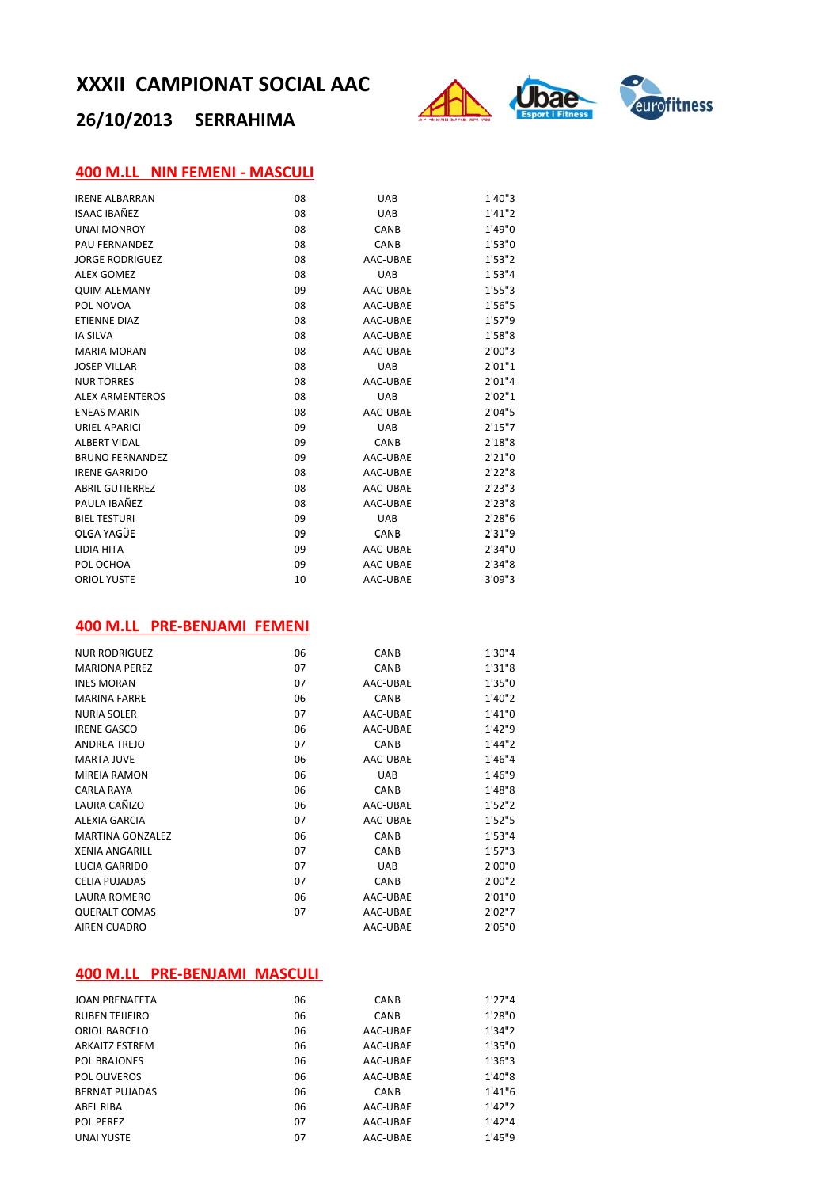# XXXII CAMPIONAT SOCIAL AAC

## 26/10/2013 SERRAHIMA

### 400 M.LL NIN FEMENI - MASCULI

| | | | |
|---|---|---|---|
| IRENE ALBARRAN | 08 | UAB | 1'40"3 |
| ISAAC IBAÑEZ | 08 | UAB | 1'41"2 |
| UNAI MONROY | 08 | CANB | 1'49"0 |
| PAU FERNANDEZ | 08 | CANB | 1'53"0 |
| JORGE RODRIGUEZ | 08 | AAC-UBAE | 1'53"2 |
| ALEX GOMEZ | 08 | UAB | 1'53"4 |
| QUIM ALEMANY | 09 | AAC-UBAE | 1'55"3 |
| POL NOVOA | 08 | AAC-UBAE | 1'56"5 |
| ETIENNE DIAZ | 08 | AAC-UBAE | 1'57"9 |
| IA SILVA | 08 | AAC-UBAE | 1'58"8 |
| MARIA MORAN | 08 | AAC-UBAE | 2'00"3 |
| JOSEP VILLAR | 08 | UAB | 2'01"1 |
| NUR TORRES | 08 | AAC-UBAE | 2'01"4 |
| ALEX ARMENTEROS | 08 | UAB | 2'02"1 |
| ENEAS MARIN | 08 | AAC-UBAE | 2'04"5 |
| URIEL APARICI | 09 | UAB | 2'15"7 |
| ALBERT VIDAL | 09 | CANB | 2'18"8 |
| BRUNO FERNANDEZ | 09 | AAC-UBAE | 2'21"0 |
| IRENE GARRIDO | 08 | AAC-UBAE | 2'22"8 |
| ABRIL GUTIERREZ | 08 | AAC-UBAE | 2'23"3 |
| PAULA IBAÑEZ | 08 | AAC-UBAE | 2'23"8 |
| BIEL TESTURI | 09 | UAB | 2'28"6 |
| OLGA YAGÜE | 09 | CANB | 2'31"9 |
| LIDIA HITA | 09 | AAC-UBAE | 2'34"0 |
| POL OCHOA | 09 | AAC-UBAE | 2'34"8 |
| ORIOL YUSTE | 10 | AAC-UBAE | 3'09"3 |

### 400 M.LL PRE-BENJAMI FEMENI

| | | | |
|---|---|---|---|
| NUR RODRIGUEZ | 06 | CANB | 1'30"4 |
| MARIONA PEREZ | 07 | CANB | 1'31"8 |
| INES MORAN | 07 | AAC-UBAE | 1'35"0 |
| MARINA FARRE | 06 | CANB | 1'40"2 |
| NURIA SOLER | 07 | AAC-UBAE | 1'41"0 |
| IRENE GASCO | 06 | AAC-UBAE | 1'42"9 |
| ANDREA TREJO | 07 | CANB | 1'44"2 |
| MARTA JUVE | 06 | AAC-UBAE | 1'46"4 |
| MIREIA RAMON | 06 | UAB | 1'46"9 |
| CARLA RAYA | 06 | CANB | 1'48"8 |
| LAURA CAÑIZO | 06 | AAC-UBAE | 1'52"2 |
| ALEXIA GARCIA | 07 | AAC-UBAE | 1'52"5 |
| MARTINA GONZALEZ | 06 | CANB | 1'53"4 |
| XENIA ANGARILL | 07 | CANB | 1'57"3 |
| LUCIA GARRIDO | 07 | UAB | 2'00"0 |
| CELIA PUJADAS | 07 | CANB | 2'00"2 |
| LAURA ROMERO | 06 | AAC-UBAE | 2'01"0 |
| QUERALT COMAS | 07 | AAC-UBAE | 2'02"7 |
| AIREN CUADRO | | AAC-UBAE | 2'05"0 |

### 400 M.LL PRE-BENJAMI MASCULI

| | | | |
|---|---|---|---|
| JOAN PRENAFETA | 06 | CANB | 1'27"4 |
| RUBEN TEIJEIRO | 06 | CANB | 1'28"0 |
| ORIOL BARCELO | 06 | AAC-UBAE | 1'34"2 |
| ARKAITZ ESTREM | 06 | AAC-UBAE | 1'35"0 |
| POL BRAJONES | 06 | AAC-UBAE | 1'36"3 |
| POL OLIVEROS | 06 | AAC-UBAE | 1'40"8 |
| BERNAT PUJADAS | 06 | CANB | 1'41"6 |
| ABEL RIBA | 06 | AAC-UBAE | 1'42"2 |
| POL PEREZ | 07 | AAC-UBAE | 1'42"4 |
| UNAI YUSTE | 07 | AAC-UBAE | 1'45"9 |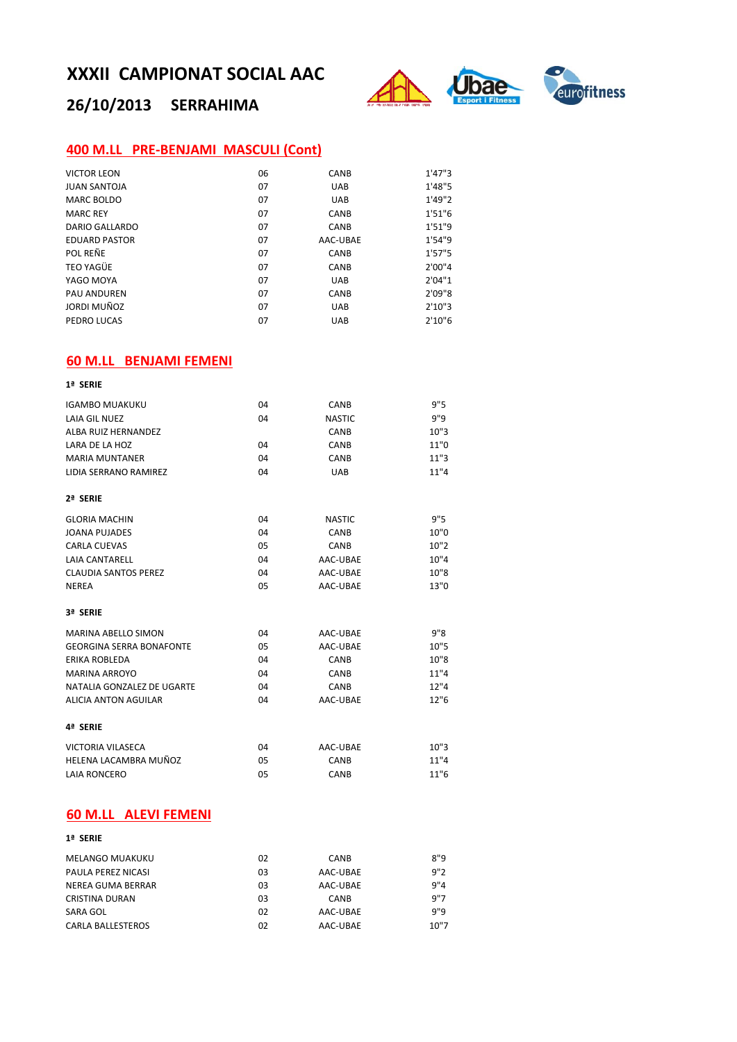# XXXII CAMPIONAT SOCIAL AAC

## 26/10/2013 SERRAHIMA

### 400 M.LL PRE-BENJAMI MASCULI (Cont)

| | | | |
|---|---|---|---|
| VICTOR LEON | 06 | CANB | 1'47"3 |
| JUAN SANTOJA | 07 | UAB | 1'48"5 |
| MARC BOLDO | 07 | UAB | 1'49"2 |
| MARC REY | 07 | CANB | 1'51"6 |
| DARIO GALLARDO | 07 | CANB | 1'51"9 |
| EDUARD PASTOR | 07 | AAC-UBAE | 1'54"9 |
| POL REÑE | 07 | CANB | 1'57"5 |
| TEO YAGÜE | 07 | CANB | 2'00"4 |
| YAGO MOYA | 07 | UAB | 2'04"1 |
| PAU ANDUREN | 07 | CANB | 2'09"8 |
| JORDI MUÑOZ | 07 | UAB | 2'10"3 |
| PEDRO LUCAS | 07 | UAB | 2'10"6 |

### 60 M.LL BENJAMI FEMENI

**1ª SERIE**

| | | | |
|---|---|---|---|
| IGAMBO MUAKUKU | 04 | CANB | 9"5 |
| LAIA GIL NUEZ | 04 | NASTIC | 9"9 |
| ALBA RUIZ HERNANDEZ | | CANB | 10"3 |
| LARA DE LA HOZ | 04 | CANB | 11"0 |
| MARIA MUNTANER | 04 | CANB | 11"3 |
| LIDIA SERRANO RAMIREZ | 04 | UAB | 11"4 |

**2ª SERIE**

| | | | |
|---|---|---|---|
| GLORIA MACHIN | 04 | NASTIC | 9"5 |
| JOANA PUJADES | 04 | CANB | 10"0 |
| CARLA CUEVAS | 05 | CANB | 10"2 |
| LAIA CANTARELL | 04 | AAC-UBAE | 10"4 |
| CLAUDIA SANTOS PEREZ | 04 | AAC-UBAE | 10"8 |
| NEREA | 05 | AAC-UBAE | 13"0 |

**3ª SERIE**

| | | | |
|---|---|---|---|
| MARINA ABELLO SIMON | 04 | AAC-UBAE | 9"8 |
| GEORGINA SERRA BONAFONTE | 05 | AAC-UBAE | 10"5 |
| ERIKA ROBLEDA | 04 | CANB | 10"8 |
| MARINA ARROYO | 04 | CANB | 11"4 |
| NATALIA GONZALEZ DE UGARTE | 04 | CANB | 12"4 |
| ALICIA ANTON AGUILAR | 04 | AAC-UBAE | 12"6 |

**4ª SERIE**

| | | | |
|---|---|---|---|
| VICTORIA VILASECA | 04 | AAC-UBAE | 10"3 |
| HELENA LACAMBRA MUÑOZ | 05 | CANB | 11"4 |
| LAIA RONCERO | 05 | CANB | 11"6 |

### 60 M.LL ALEVI FEMENI

**1ª SERIE**

| | | | |
|---|---|---|---|
| MELANGO MUAKUKU | 02 | CANB | 8"9 |
| PAULA PEREZ NICASI | 03 | AAC-UBAE | 9"2 |
| NEREA GUMA BERRAR | 03 | AAC-UBAE | 9"4 |
| CRISTINA DURAN | 03 | CANB | 9"7 |
| SARA GOL | 02 | AAC-UBAE | 9"9 |
| CARLA BALLESTEROS | 02 | AAC-UBAE | 10"7 |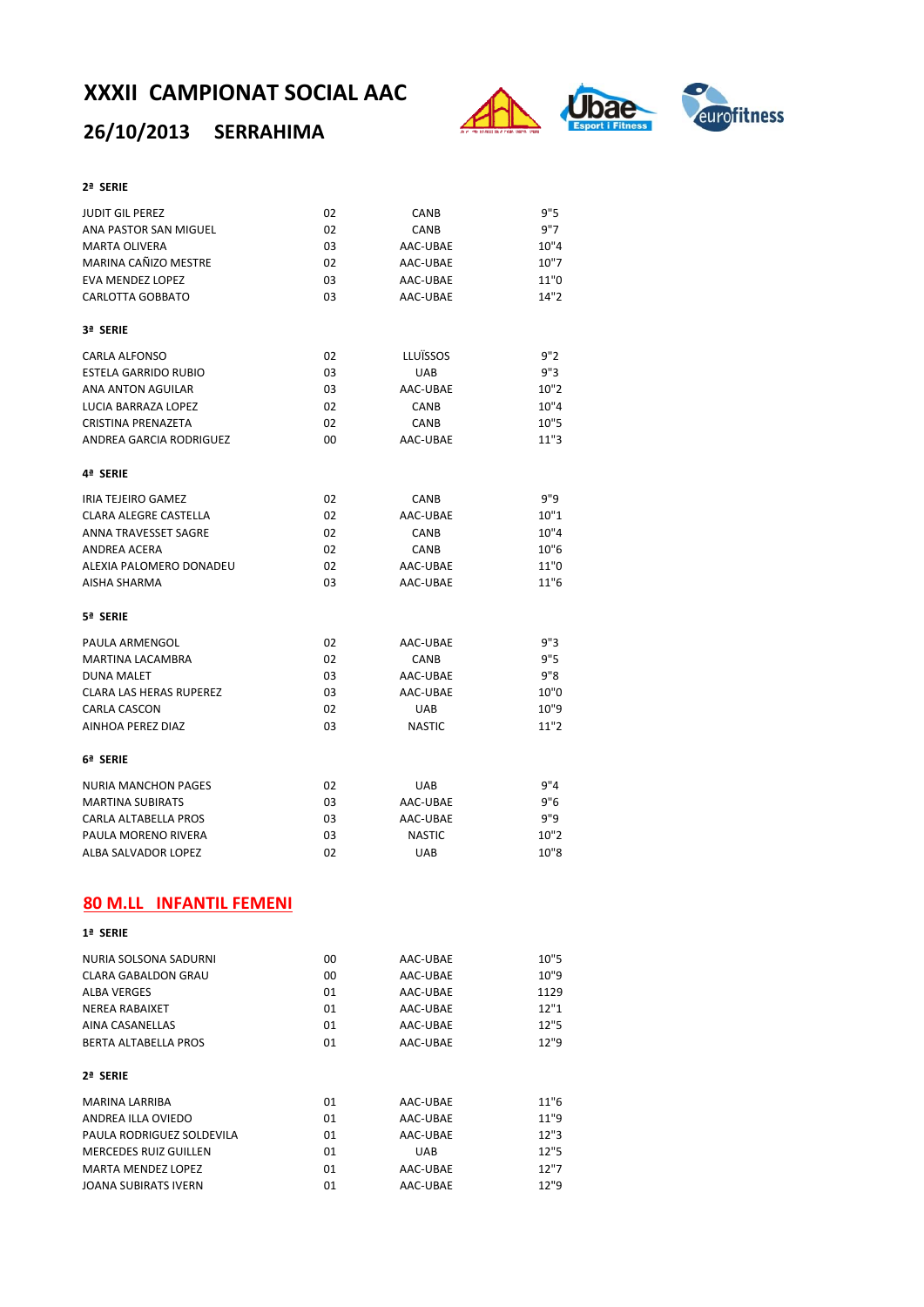# XXXII CAMPIONAT SOCIAL AAC

## 26/10/2013 SERRAHIMA

**2ª SERIE**

| | | | |
|---|---|---|---|
| JUDIT GIL PEREZ | 02 | CANB | 9"5 |
| ANA PASTOR SAN MIGUEL | 02 | CANB | 9"7 |
| MARTA OLIVERA | 03 | AAC-UBAE | 10"4 |
| MARINA CAÑIZO MESTRE | 02 | AAC-UBAE | 10"7 |
| EVA MENDEZ LOPEZ | 03 | AAC-UBAE | 11"0 |
| CARLOTTA GOBBATO | 03 | AAC-UBAE | 14"2 |

**3ª SERIE**

| | | | |
|---|---|---|---|
| CARLA ALFONSO | 02 | LLUÏSSOS | 9"2 |
| ESTELA GARRIDO RUBIO | 03 | UAB | 9"3 |
| ANA ANTON AGUILAR | 03 | AAC-UBAE | 10"2 |
| LUCIA BARRAZA LOPEZ | 02 | CANB | 10"4 |
| CRISTINA PRENAZETA | 02 | CANB | 10"5 |
| ANDREA GARCIA RODRIGUEZ | 00 | AAC-UBAE | 11"3 |

**4ª SERIE**

| | | | |
|---|---|---|---|
| IRIA TEJEIRO GAMEZ | 02 | CANB | 9"9 |
| CLARA ALEGRE CASTELLA | 02 | AAC-UBAE | 10"1 |
| ANNA TRAVESSET SAGRE | 02 | CANB | 10"4 |
| ANDREA ACERA | 02 | CANB | 10"6 |
| ALEXIA PALOMERO DONADEU | 02 | AAC-UBAE | 11"0 |
| AISHA SHARMA | 03 | AAC-UBAE | 11"6 |

**5ª SERIE**

| | | | |
|---|---|---|---|
| PAULA ARMENGOL | 02 | AAC-UBAE | 9"3 |
| MARTINA LACAMBRA | 02 | CANB | 9"5 |
| DUNA MALET | 03 | AAC-UBAE | 9"8 |
| CLARA LAS HERAS RUPEREZ | 03 | AAC-UBAE | 10"0 |
| CARLA CASCON | 02 | UAB | 10"9 |
| AINHOA PEREZ DIAZ | 03 | NASTIC | 11"2 |

**6ª SERIE**

| | | | |
|---|---|---|---|
| NURIA MANCHON PAGES | 02 | UAB | 9"4 |
| MARTINA SUBIRATS | 03 | AAC-UBAE | 9"6 |
| CARLA ALTABELLA PROS | 03 | AAC-UBAE | 9"9 |
| PAULA MORENO RIVERA | 03 | NASTIC | 10"2 |
| ALBA SALVADOR LOPEZ | 02 | UAB | 10"8 |

## 80 M.LL INFANTIL FEMENI

**1ª SERIE**

| | | | |
|---|---|---|---|
| NURIA SOLSONA SADURNI | 00 | AAC-UBAE | 10"5 |
| CLARA GABALDON GRAU | 00 | AAC-UBAE | 10"9 |
| ALBA VERGES | 01 | AAC-UBAE | 1129 |
| NEREA RABAIXET | 01 | AAC-UBAE | 12"1 |
| AINA CASANELLAS | 01 | AAC-UBAE | 12"5 |
| BERTA ALTABELLA PROS | 01 | AAC-UBAE | 12"9 |

**2ª SERIE**

| | | | |
|---|---|---|---|
| MARINA LARRIBA | 01 | AAC-UBAE | 11"6 |
| ANDREA ILLA OVIEDO | 01 | AAC-UBAE | 11"9 |
| PAULA RODRIGUEZ SOLDEVILA | 01 | AAC-UBAE | 12"3 |
| MERCEDES RUIZ GUILLEN | 01 | UAB | 12"5 |
| MARTA MENDEZ LOPEZ | 01 | AAC-UBAE | 12"7 |
| JOANA SUBIRATS IVERN | 01 | AAC-UBAE | 12"9 |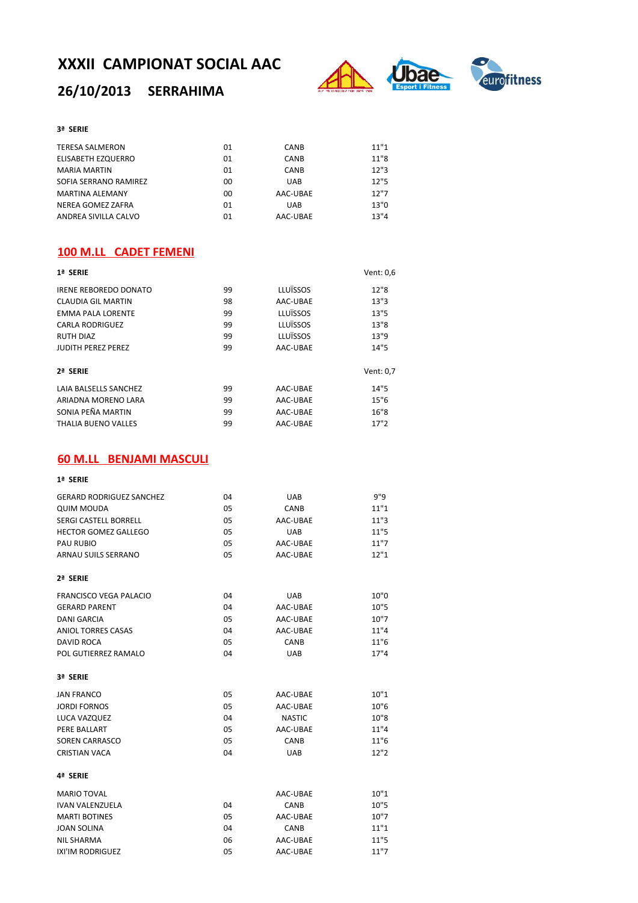# XXXII CAMPIONAT SOCIAL AAC

## 26/10/2013 SERRAHIMA

**3ª SERIE**

| | | | |
|---|---|---|---|
| TERESA SALMERON | 01 | CANB | 11"1 |
| ELISABETH EZQUERRO | 01 | CANB | 11"8 |
| MARIA MARTIN | 01 | CANB | 12"3 |
| SOFIA SERRANO RAMIREZ | 00 | UAB | 12"5 |
| MARTINA ALEMANY | 00 | AAC-UBAE | 12"7 |
| NEREA GOMEZ ZAFRA | 01 | UAB | 13"0 |
| ANDREA SIVILLA CALVO | 01 | AAC-UBAE | 13"4 |

## 100 M.LL CADET FEMENI

**1ª SERIE** — Vent: 0,6

| | | | |
|---|---|---|---|
| IRENE REBOREDO DONATO | 99 | LLUÏSSOS | 12"8 |
| CLAUDIA GIL MARTIN | 98 | AAC-UBAE | 13"3 |
| EMMA PALA LORENTE | 99 | LLUÏSSOS | 13"5 |
| CARLA RODRIGUEZ | 99 | LLUÏSSOS | 13"8 |
| RUTH DIAZ | 99 | LLUÏSSOS | 13"9 |
| JUDITH PEREZ PEREZ | 99 | AAC-UBAE | 14"5 |

**2ª SERIE** — Vent: 0,7

| | | | |
|---|---|---|---|
| LAIA BALSELLS SANCHEZ | 99 | AAC-UBAE | 14"5 |
| ARIADNA MORENO LARA | 99 | AAC-UBAE | 15"6 |
| SONIA PEÑA MARTIN | 99 | AAC-UBAE | 16"8 |
| THALIA BUENO VALLES | 99 | AAC-UBAE | 17"2 |

## 60 M.LL BENJAMI MASCULI

**1ª SERIE**

| | | | |
|---|---|---|---|
| GERARD RODRIGUEZ SANCHEZ | 04 | UAB | 9"9 |
| QUIM MOUDA | 05 | CANB | 11"1 |
| SERGI CASTELL BORRELL | 05 | AAC-UBAE | 11"3 |
| HECTOR GOMEZ GALLEGO | 05 | UAB | 11"5 |
| PAU RUBIO | 05 | AAC-UBAE | 11"7 |
| ARNAU SUILS SERRANO | 05 | AAC-UBAE | 12"1 |

**2ª SERIE**

| | | | |
|---|---|---|---|
| FRANCISCO VEGA PALACIO | 04 | UAB | 10"0 |
| GERARD PARENT | 04 | AAC-UBAE | 10"5 |
| DANI GARCIA | 05 | AAC-UBAE | 10"7 |
| ANIOL TORRES CASAS | 04 | AAC-UBAE | 11"4 |
| DAVID ROCA | 05 | CANB | 11"6 |
| POL GUTIERREZ RAMALO | 04 | UAB | 17"4 |

**3ª SERIE**

| | | | |
|---|---|---|---|
| JAN FRANCO | 05 | AAC-UBAE | 10"1 |
| JORDI FORNOS | 05 | AAC-UBAE | 10"6 |
| LUCA VAZQUEZ | 04 | NASTIC | 10"8 |
| PERE BALLART | 05 | AAC-UBAE | 11"4 |
| SOREN CARRASCO | 05 | CANB | 11"6 |
| CRISTIAN VACA | 04 | UAB | 12"2 |

**4ª SERIE**

| | | | |
|---|---|---|---|
| MARIO TOVAL | | AAC-UBAE | 10"1 |
| IVAN VALENZUELA | 04 | CANB | 10"5 |
| MARTI BOTINES | 05 | AAC-UBAE | 10"7 |
| JOAN SOLINA | 04 | CANB | 11"1 |
| NIL SHARMA | 06 | AAC-UBAE | 11"5 |
| IXI'IM RODRIGUEZ | 05 | AAC-UBAE | 11"7 |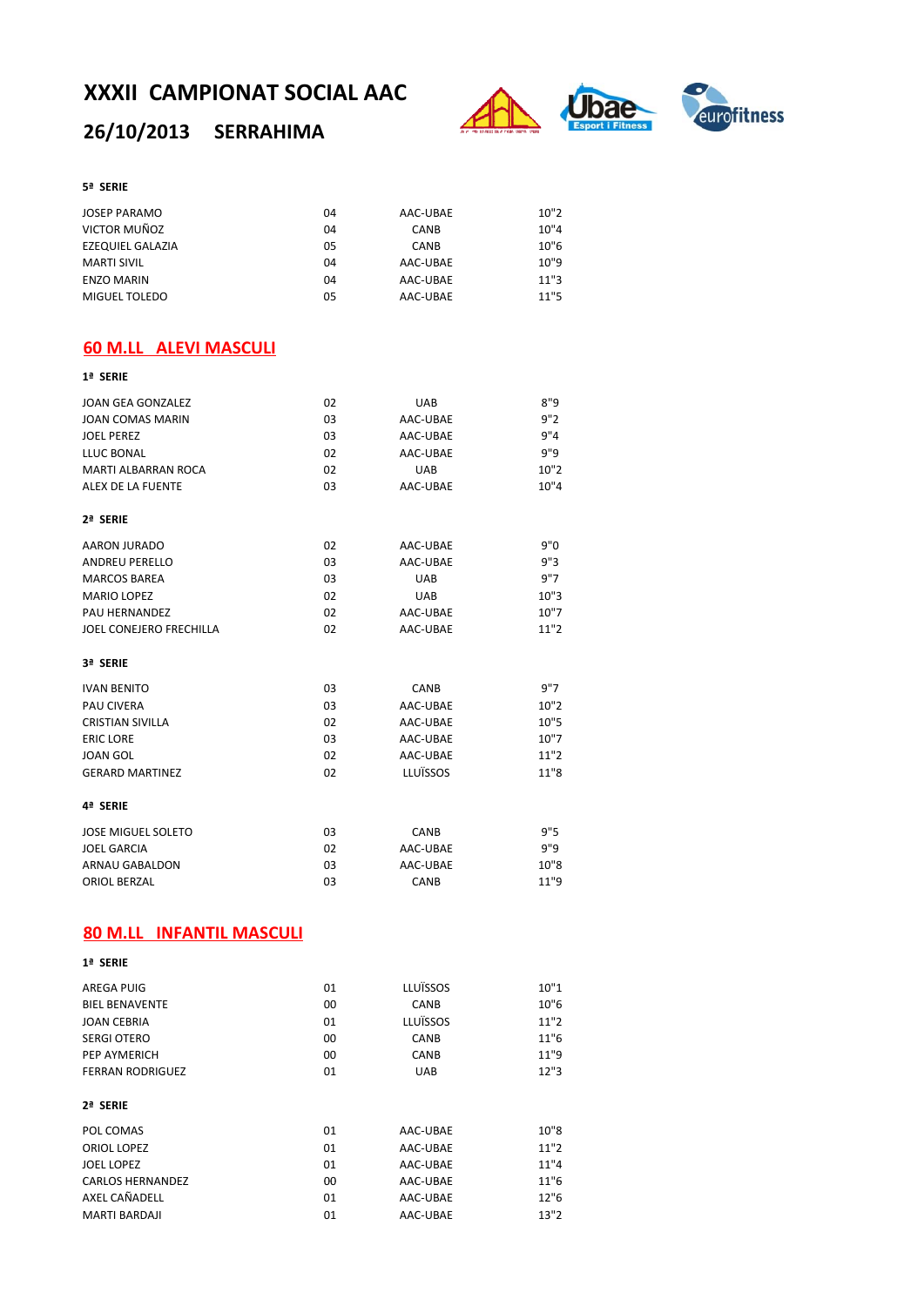# XXXII CAMPIONAT SOCIAL AAC

## 26/10/2013 SERRAHIMA

**5ª SERIE**

| | | | |
|---|---|---|---|
| JOSEP PARAMO | 04 | AAC-UBAE | 10"2 |
| VICTOR MUÑOZ | 04 | CANB | 10"4 |
| EZEQUIEL GALAZIA | 05 | CANB | 10"6 |
| MARTI SIVIL | 04 | AAC-UBAE | 10"9 |
| ENZO MARIN | 04 | AAC-UBAE | 11"3 |
| MIGUEL TOLEDO | 05 | AAC-UBAE | 11"5 |

## 60 M.LL ALEVI MASCULI

**1ª SERIE**

| | | | |
|---|---|---|---|
| JOAN GEA GONZALEZ | 02 | UAB | 8"9 |
| JOAN COMAS MARIN | 03 | AAC-UBAE | 9"2 |
| JOEL PEREZ | 03 | AAC-UBAE | 9"4 |
| LLUC BONAL | 02 | AAC-UBAE | 9"9 |
| MARTI ALBARRAN ROCA | 02 | UAB | 10"2 |
| ALEX DE LA FUENTE | 03 | AAC-UBAE | 10"4 |

**2ª SERIE**

| | | | |
|---|---|---|---|
| AARON JURADO | 02 | AAC-UBAE | 9"0 |
| ANDREU PERELLO | 03 | AAC-UBAE | 9"3 |
| MARCOS BAREA | 03 | UAB | 9"7 |
| MARIO LOPEZ | 02 | UAB | 10"3 |
| PAU HERNANDEZ | 02 | AAC-UBAE | 10"7 |
| JOEL CONEJERO FRECHILLA | 02 | AAC-UBAE | 11"2 |

**3ª SERIE**

| | | | |
|---|---|---|---|
| IVAN BENITO | 03 | CANB | 9"7 |
| PAU CIVERA | 03 | AAC-UBAE | 10"2 |
| CRISTIAN SIVILLA | 02 | AAC-UBAE | 10"5 |
| ERIC LORE | 03 | AAC-UBAE | 10"7 |
| JOAN GOL | 02 | AAC-UBAE | 11"2 |
| GERARD MARTINEZ | 02 | LLUÏSSOS | 11"8 |

**4ª SERIE**

| | | | |
|---|---|---|---|
| JOSE MIGUEL SOLETO | 03 | CANB | 9"5 |
| JOEL GARCIA | 02 | AAC-UBAE | 9"9 |
| ARNAU GABALDON | 03 | AAC-UBAE | 10"8 |
| ORIOL BERZAL | 03 | CANB | 11"9 |

## 80 M.LL INFANTIL MASCULI

**1ª SERIE**

| | | | |
|---|---|---|---|
| AREGA PUIG | 01 | LLUÏSSOS | 10"1 |
| BIEL BENAVENTE | 00 | CANB | 10"6 |
| JOAN CEBRIA | 01 | LLUÏSSOS | 11"2 |
| SERGI OTERO | 00 | CANB | 11"6 |
| PEP AYMERICH | 00 | CANB | 11"9 |
| FERRAN RODRIGUEZ | 01 | UAB | 12"3 |

**2ª SERIE**

| | | | |
|---|---|---|---|
| POL COMAS | 01 | AAC-UBAE | 10"8 |
| ORIOL LOPEZ | 01 | AAC-UBAE | 11"2 |
| JOEL LOPEZ | 01 | AAC-UBAE | 11"4 |
| CARLOS HERNANDEZ | 00 | AAC-UBAE | 11"6 |
| AXEL CAÑADELL | 01 | AAC-UBAE | 12"6 |
| MARTI BARDAJI | 01 | AAC-UBAE | 13"2 |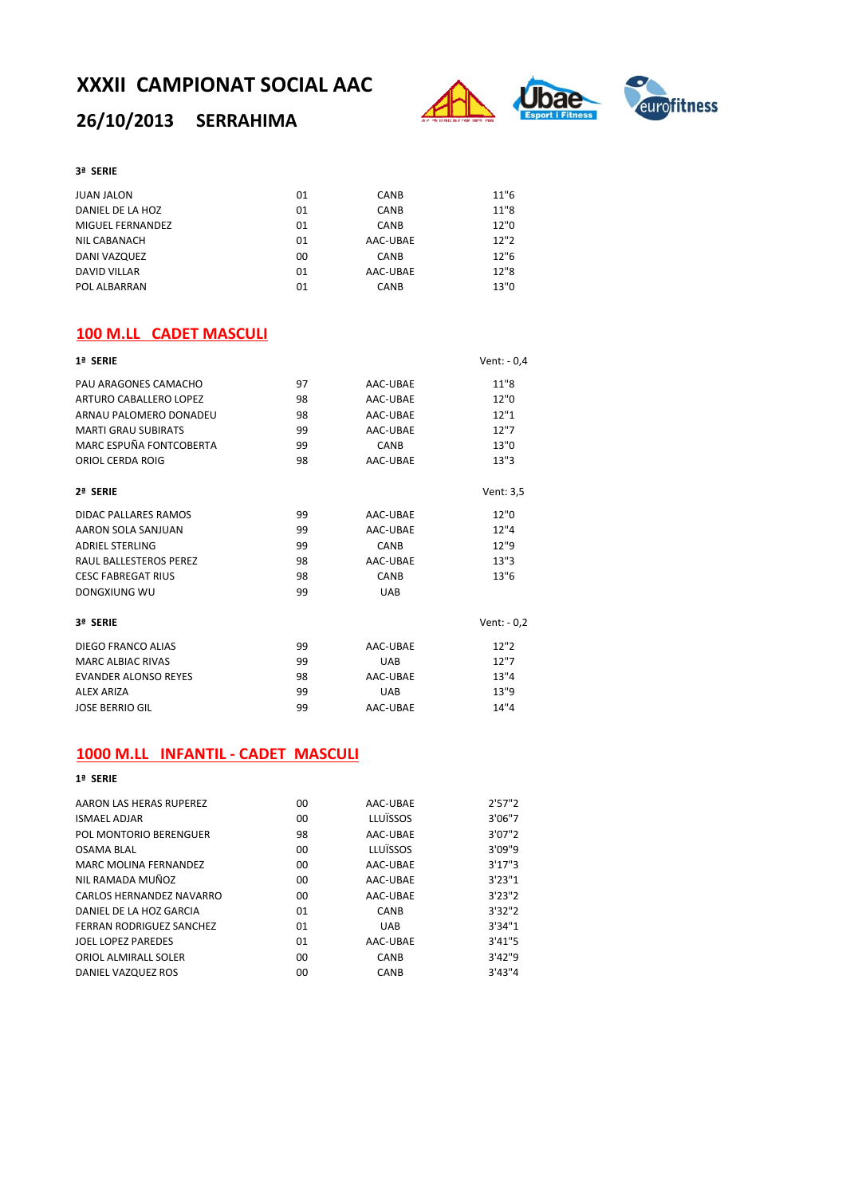# XXXII CAMPIONAT SOCIAL AAC

## 26/10/2013 SERRAHIMA

**3ª SERIE**

| | | | |
|---|---|---|---|
| JUAN JALON | 01 | CANB | 11"6 |
| DANIEL DE LA HOZ | 01 | CANB | 11"8 |
| MIGUEL FERNANDEZ | 01 | CANB | 12"0 |
| NIL CABANACH | 01 | AAC-UBAE | 12"2 |
| DANI VAZQUEZ | 00 | CANB | 12"6 |
| DAVID VILLAR | 01 | AAC-UBAE | 12"8 |
| POL ALBARRAN | 01 | CANB | 13"0 |

## 100 M.LL CADET MASCULI

**1ª SERIE** Vent: - 0,4

| | | | |
|---|---|---|---|
| PAU ARAGONES CAMACHO | 97 | AAC-UBAE | 11"8 |
| ARTURO CABALLERO LOPEZ | 98 | AAC-UBAE | 12"0 |
| ARNAU PALOMERO DONADEU | 98 | AAC-UBAE | 12"1 |
| MARTI GRAU SUBIRATS | 99 | AAC-UBAE | 12"7 |
| MARC ESPUÑA FONTCOBERTA | 99 | CANB | 13"0 |
| ORIOL CERDA ROIG | 98 | AAC-UBAE | 13"3 |

**2ª SERIE** Vent: 3,5

| | | | |
|---|---|---|---|
| DIDAC PALLARES RAMOS | 99 | AAC-UBAE | 12"0 |
| AARON SOLA SANJUAN | 99 | AAC-UBAE | 12"4 |
| ADRIEL STERLING | 99 | CANB | 12"9 |
| RAUL BALLESTEROS PEREZ | 98 | AAC-UBAE | 13"3 |
| CESC FABREGAT RIUS | 98 | CANB | 13"6 |
| DONGXIUNG WU | 99 | UAB | |

**3ª SERIE** Vent: - 0,2

| | | | |
|---|---|---|---|
| DIEGO FRANCO ALIAS | 99 | AAC-UBAE | 12"2 |
| MARC ALBIAC RIVAS | 99 | UAB | 12"7 |
| EVANDER ALONSO REYES | 98 | AAC-UBAE | 13"4 |
| ALEX ARIZA | 99 | UAB | 13"9 |
| JOSE BERRIO GIL | 99 | AAC-UBAE | 14"4 |

## 1000 M.LL INFANTIL - CADET MASCULI

**1ª SERIE**

| | | | |
|---|---|---|---|
| AARON LAS HERAS RUPEREZ | 00 | AAC-UBAE | 2'57"2 |
| ISMAEL ADJAR | 00 | LLUÏSSOS | 3'06"7 |
| POL MONTORIO BERENGUER | 98 | AAC-UBAE | 3'07"2 |
| OSAMA BLAL | 00 | LLUÏSSOS | 3'09"9 |
| MARC MOLINA FERNANDEZ | 00 | AAC-UBAE | 3'17"3 |
| NIL RAMADA MUÑOZ | 00 | AAC-UBAE | 3'23"1 |
| CARLOS HERNANDEZ NAVARRO | 00 | AAC-UBAE | 3'23"2 |
| DANIEL DE LA HOZ GARCIA | 01 | CANB | 3'32"2 |
| FERRAN RODRIGUEZ SANCHEZ | 01 | UAB | 3'34"1 |
| JOEL LOPEZ PAREDES | 01 | AAC-UBAE | 3'41"5 |
| ORIOL ALMIRALL SOLER | 00 | CANB | 3'42"9 |
| DANIEL VAZQUEZ ROS | 00 | CANB | 3'43"4 |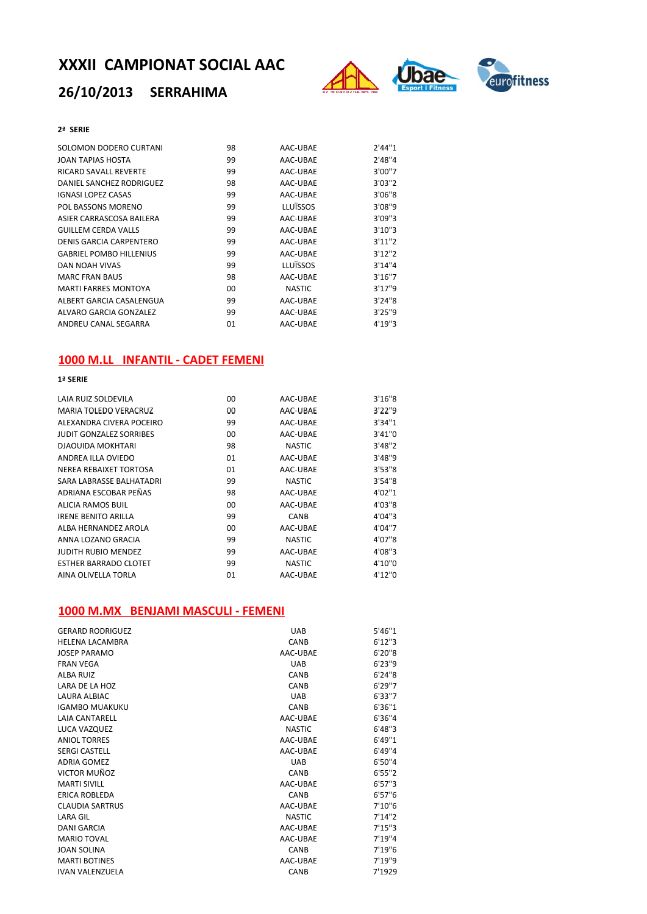# XXXII CAMPIONAT SOCIAL AAC

## 26/10/2013 SERRAHIMA

**2ª SERIE**

| | | | |
|---|---|---|---|
| SOLOMON DODERO CURTANI | 98 | AAC-UBAE | 2'44"1 |
| JOAN TAPIAS HOSTA | 99 | AAC-UBAE | 2'48"4 |
| RICARD SAVALL REVERTE | 99 | AAC-UBAE | 3'00"7 |
| DANIEL SANCHEZ RODRIGUEZ | 98 | AAC-UBAE | 3'03"2 |
| IGNASI LOPEZ CASAS | 99 | AAC-UBAE | 3'06"8 |
| POL BASSONS MORENO | 99 | LLUÏSSOS | 3'08"9 |
| ASIER CARRASCOSA BAILERA | 99 | AAC-UBAE | 3'09"3 |
| GUILLEM CERDA VALLS | 99 | AAC-UBAE | 3'10"3 |
| DENIS GARCIA CARPENTERO | 99 | AAC-UBAE | 3'11"2 |
| GABRIEL POMBO HILLENIUS | 99 | AAC-UBAE | 3'12"2 |
| DAN NOAH VIVAS | 99 | LLUÏSSOS | 3'14"4 |
| MARC FRAN BAUS | 98 | AAC-UBAE | 3'16"7 |
| MARTI FARRES MONTOYA | 00 | NASTIC | 3'17"9 |
| ALBERT GARCIA CASALENGUA | 99 | AAC-UBAE | 3'24"8 |
| ALVARO GARCIA GONZALEZ | 99 | AAC-UBAE | 3'25"9 |
| ANDREU CANAL SEGARRA | 01 | AAC-UBAE | 4'19"3 |

## 1000 M.LL INFANTIL - CADET FEMENI

**1ª SERIE**

| | | | |
|---|---|---|---|
| LAIA RUIZ SOLDEVILA | 00 | AAC-UBAE | 3'16"8 |
| MARIA TOLEDO VERACRUZ | 00 | AAC-UBAE | 3'22"9 |
| ALEXANDRA CIVERA POCEIRO | 99 | AAC-UBAE | 3'34"1 |
| JUDIT GONZALEZ SORRIBES | 00 | AAC-UBAE | 3'41"0 |
| DJAOUIDA MOKHTARI | 98 | NASTIC | 3'48"2 |
| ANDREA ILLA OVIEDO | 01 | AAC-UBAE | 3'48"9 |
| NEREA REBAIXET TORTOSA | 01 | AAC-UBAE | 3'53"8 |
| SARA LABRASSE BALHATADRI | 99 | NASTIC | 3'54"8 |
| ADRIANA ESCOBAR PEÑAS | 98 | AAC-UBAE | 4'02"1 |
| ALICIA RAMOS BUIL | 00 | AAC-UBAE | 4'03"8 |
| IRENE BENITO ARILLA | 99 | CANB | 4'04"3 |
| ALBA HERNANDEZ AROLA | 00 | AAC-UBAE | 4'04"7 |
| ANNA LOZANO GRACIA | 99 | NASTIC | 4'07"8 |
| JUDITH RUBIO MENDEZ | 99 | AAC-UBAE | 4'08"3 |
| ESTHER BARRADO CLOTET | 99 | NASTIC | 4'10"0 |
| AINA OLIVELLA TORLA | 01 | AAC-UBAE | 4'12"0 |

## 1000 M.MX BENJAMI MASCULI - FEMENI

| | | |
|---|---|---|
| GERARD RODRIGUEZ | UAB | 5'46"1 |
| HELENA LACAMBRA | CANB | 6'12"3 |
| JOSEP PARAMO | AAC-UBAE | 6'20"8 |
| FRAN VEGA | UAB | 6'23"9 |
| ALBA RUIZ | CANB | 6'24"8 |
| LARA DE LA HOZ | CANB | 6'29"7 |
| LAURA ALBIAC | UAB | 6'33"7 |
| IGAMBO MUAKUKU | CANB | 6'36"1 |
| LAIA CANTARELL | AAC-UBAE | 6'36"4 |
| LUCA VAZQUEZ | NASTIC | 6'48"3 |
| ANIOL TORRES | AAC-UBAE | 6'49"1 |
| SERGI CASTELL | AAC-UBAE | 6'49"4 |
| ADRIA GOMEZ | UAB | 6'50"4 |
| VICTOR MUÑOZ | CANB | 6'55"2 |
| MARTI SIVILL | AAC-UBAE | 6'57"3 |
| ERICA ROBLEDA | CANB | 6'57"6 |
| CLAUDIA SARTRUS | AAC-UBAE | 7'10"6 |
| LARA GIL | NASTIC | 7'14"2 |
| DANI GARCIA | AAC-UBAE | 7'15"3 |
| MARIO TOVAL | AAC-UBAE | 7'19"4 |
| JOAN SOLINA | CANB | 7'19"6 |
| MARTI BOTINES | AAC-UBAE | 7'19"9 |
| IVAN VALENZUELA | CANB | 7'1929 |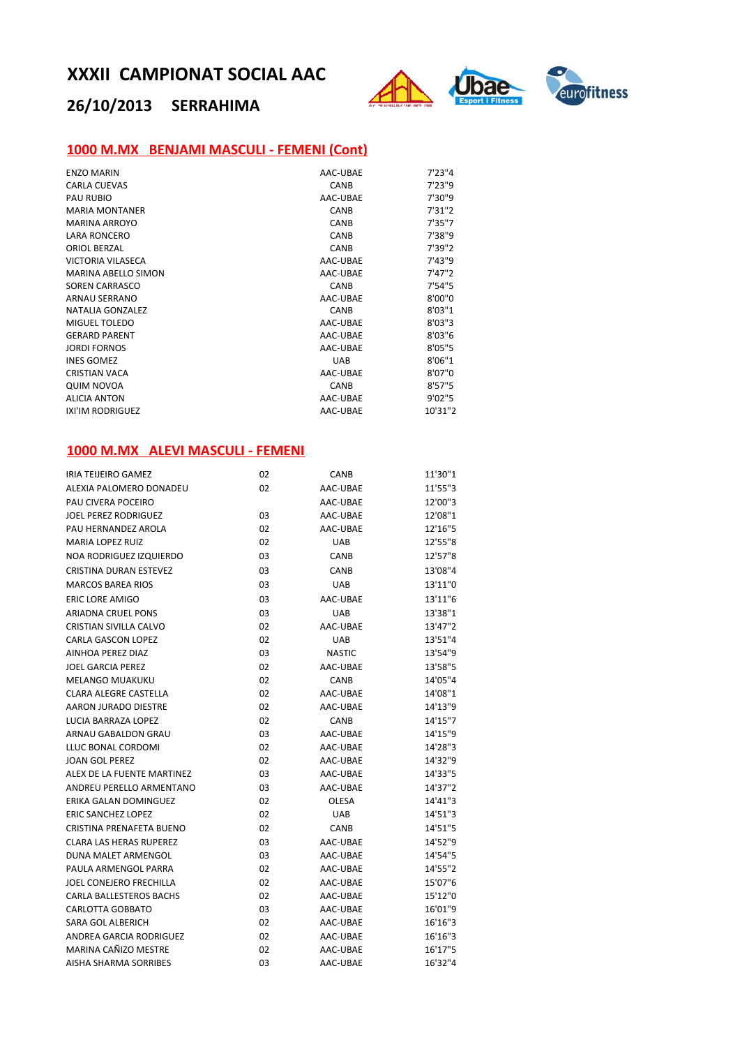# XXXII CAMPIONAT SOCIAL AAC

## 26/10/2013 SERRAHIMA

### 1000 M.MX BENJAMI MASCULI - FEMENI (Cont)

| | | |
|---|---|---|
| ENZO MARIN | AAC-UBAE | 7'23"4 |
| CARLA CUEVAS | CANB | 7'23"9 |
| PAU RUBIO | AAC-UBAE | 7'30"9 |
| MARIA MONTANER | CANB | 7'31"2 |
| MARINA ARROYO | CANB | 7'35"7 |
| LARA RONCERO | CANB | 7'38"9 |
| ORIOL BERZAL | CANB | 7'39"2 |
| VICTORIA VILASECA | AAC-UBAE | 7'43"9 |
| MARINA ABELLO SIMON | AAC-UBAE | 7'47"2 |
| SOREN CARRASCO | CANB | 7'54"5 |
| ARNAU SERRANO | AAC-UBAE | 8'00"0 |
| NATALIA GONZALEZ | CANB | 8'03"1 |
| MIGUEL TOLEDO | AAC-UBAE | 8'03"3 |
| GERARD PARENT | AAC-UBAE | 8'03"6 |
| JORDI FORNOS | AAC-UBAE | 8'05"5 |
| INES GOMEZ | UAB | 8'06"1 |
| CRISTIAN VACA | AAC-UBAE | 8'07"0 |
| QUIM NOVOA | CANB | 8'57"5 |
| ALICIA ANTON | AAC-UBAE | 9'02"5 |
| IXI'IM RODRIGUEZ | AAC-UBAE | 10'31"2 |

### 1000 M.MX ALEVI MASCULI - FEMENI

| | | | |
|---|---|---|---|
| IRIA TEIJEIRO GAMEZ | 02 | CANB | 11'30"1 |
| ALEXIA PALOMERO DONADEU | 02 | AAC-UBAE | 11'55"3 |
| PAU CIVERA POCEIRO | | AAC-UBAE | 12'00"3 |
| JOEL PEREZ RODRIGUEZ | 03 | AAC-UBAE | 12'08"1 |
| PAU HERNANDEZ AROLA | 02 | AAC-UBAE | 12'16"5 |
| MARIA LOPEZ RUIZ | 02 | UAB | 12'55"8 |
| NOA RODRIGUEZ IZQUIERDO | 03 | CANB | 12'57"8 |
| CRISTINA DURAN ESTEVEZ | 03 | CANB | 13'08"4 |
| MARCOS BAREA RIOS | 03 | UAB | 13'11"0 |
| ERIC LORE AMIGO | 03 | AAC-UBAE | 13'11"6 |
| ARIADNA CRUEL PONS | 03 | UAB | 13'38"1 |
| CRISTIAN SIVILLA CALVO | 02 | AAC-UBAE | 13'47"2 |
| CARLA GASCON LOPEZ | 02 | UAB | 13'51"4 |
| AINHOA PEREZ DIAZ | 03 | NASTIC | 13'54"9 |
| JOEL GARCIA PEREZ | 02 | AAC-UBAE | 13'58"5 |
| MELANGO MUAKUKU | 02 | CANB | 14'05"4 |
| CLARA ALEGRE CASTELLA | 02 | AAC-UBAE | 14'08"1 |
| AARON JURADO DIESTRE | 02 | AAC-UBAE | 14'13"9 |
| LUCIA BARRAZA LOPEZ | 02 | CANB | 14'15"7 |
| ARNAU GABALDON GRAU | 03 | AAC-UBAE | 14'15"9 |
| LLUC BONAL CORDOMI | 02 | AAC-UBAE | 14'28"3 |
| JOAN GOL PEREZ | 02 | AAC-UBAE | 14'32"9 |
| ALEX DE LA FUENTE MARTINEZ | 03 | AAC-UBAE | 14'33"5 |
| ANDREU PERELLO ARMENTANO | 03 | AAC-UBAE | 14'37"2 |
| ERIKA GALAN DOMINGUEZ | 02 | OLESA | 14'41"3 |
| ERIC SANCHEZ LOPEZ | 02 | UAB | 14'51"3 |
| CRISTINA PRENAFETA BUENO | 02 | CANB | 14'51"5 |
| CLARA LAS HERAS RUPEREZ | 03 | AAC-UBAE | 14'52"9 |
| DUNA MALET ARMENGOL | 03 | AAC-UBAE | 14'54"5 |
| PAULA ARMENGOL PARRA | 02 | AAC-UBAE | 14'55"2 |
| JOEL CONEJERO FRECHILLA | 02 | AAC-UBAE | 15'07"6 |
| CARLA BALLESTEROS BACHS | 02 | AAC-UBAE | 15'12"0 |
| CARLOTTA GOBBATO | 03 | AAC-UBAE | 16'01"9 |
| SARA GOL ALBERICH | 02 | AAC-UBAE | 16'16"3 |
| ANDREA GARCIA RODRIGUEZ | 02 | AAC-UBAE | 16'16"3 |
| MARINA CAÑIZO MESTRE | 02 | AAC-UBAE | 16'17"5 |
| AISHA SHARMA SORRIBES | 03 | AAC-UBAE | 16'32"4 |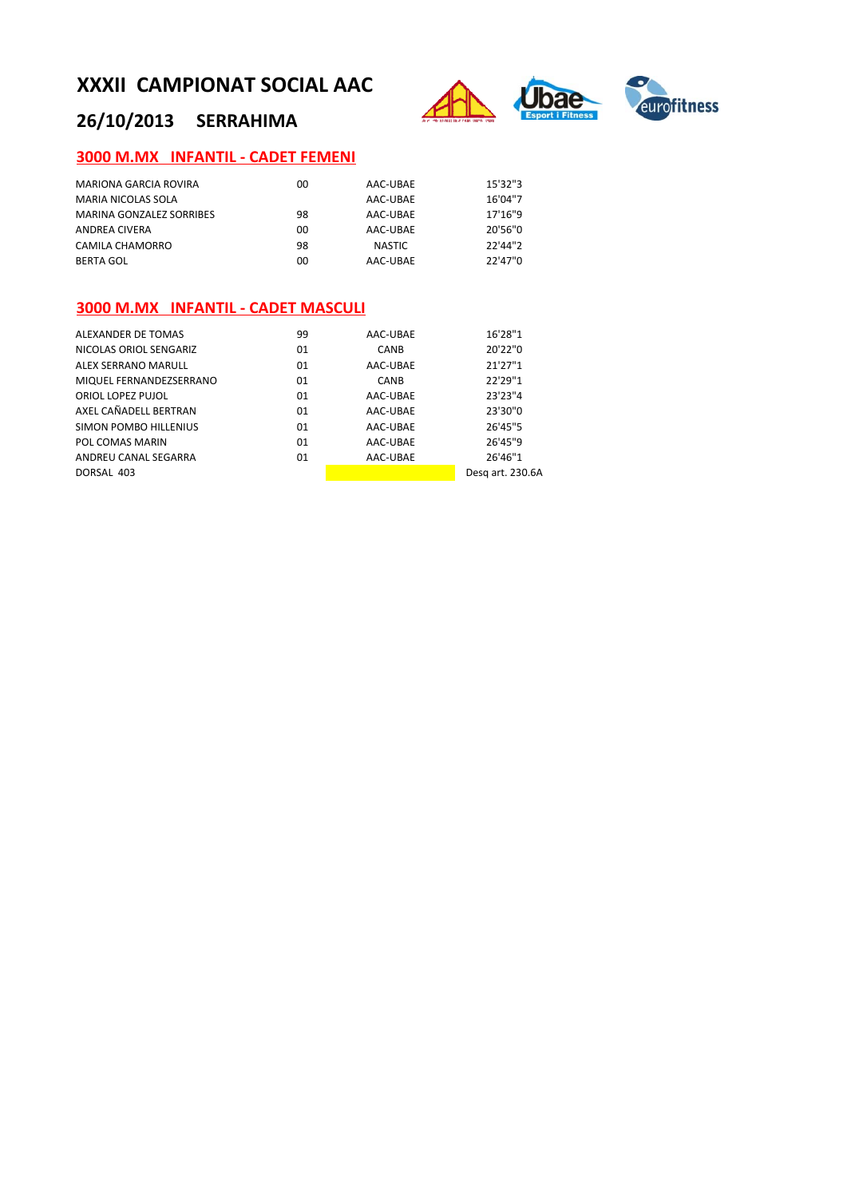# XXXII CAMPIONAT SOCIAL AAC

## 26/10/2013 SERRAHIMA

### 3000 M.MX INFANTIL - CADET FEMENI

| | | | |
|---|---|---|---|
| MARIONA GARCIA ROVIRA | 00 | AAC-UBAE | 15'32"3 |
| MARIA NICOLAS SOLA | | AAC-UBAE | 16'04"7 |
| MARINA GONZALEZ SORRIBES | 98 | AAC-UBAE | 17'16"9 |
| ANDREA CIVERA | 00 | AAC-UBAE | 20'56"0 |
| CAMILA CHAMORRO | 98 | NASTIC | 22'44"2 |
| BERTA GOL | 00 | AAC-UBAE | 22'47"0 |

### 3000 M.MX INFANTIL - CADET MASCULI

| | | | |
|---|---|---|---|
| ALEXANDER DE TOMAS | 99 | AAC-UBAE | 16'28"1 |
| NICOLAS ORIOL SENGARIZ | 01 | CANB | 20'22"0 |
| ALEX SERRANO MARULL | 01 | AAC-UBAE | 21'27"1 |
| MIQUEL FERNANDEZSERRANO | 01 | CANB | 22'29"1 |
| ORIOL LOPEZ PUJOL | 01 | AAC-UBAE | 23'23"4 |
| AXEL CAÑADELL BERTRAN | 01 | AAC-UBAE | 23'30"0 |
| SIMON POMBO HILLENIUS | 01 | AAC-UBAE | 26'45"5 |
| POL COMAS MARIN | 01 | AAC-UBAE | 26'45"9 |
| ANDREU CANAL SEGARRA | 01 | AAC-UBAE | 26'46"1 |
| DORSAL 403 | | | Desq art. 230.6A |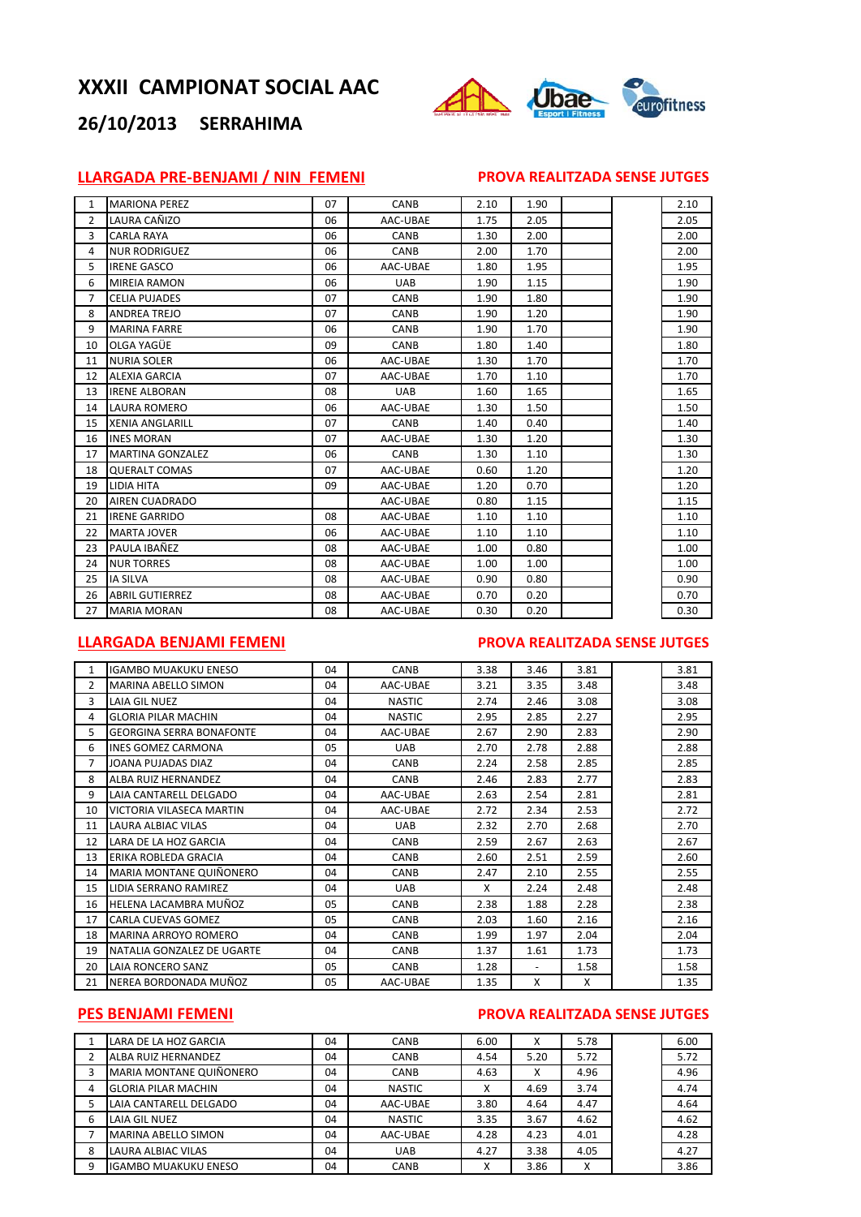# XXXII CAMPIONAT SOCIAL AAC

## 26/10/2013 SERRAHIMA

### LLARGADA PRE-BENJAMI / NIN FEMENI

**PROVA REALITZADA SENSE JUTGES**

| | | | | | | | | |
|---|---|---|---|---|---|---|---|---|
| 1 | MARIONA PEREZ | 07 | CANB | 2.10 | 1.90 | | | 2.10 |
| 2 | LAURA CAÑIZO | 06 | AAC-UBAE | 1.75 | 2.05 | | | 2.05 |
| 3 | CARLA RAYA | 06 | CANB | 1.30 | 2.00 | | | 2.00 |
| 4 | NUR RODRIGUEZ | 06 | CANB | 2.00 | 1.70 | | | 2.00 |
| 5 | IRENE GASCO | 06 | AAC-UBAE | 1.80 | 1.95 | | | 1.95 |
| 6 | MIREIA RAMON | 06 | UAB | 1.90 | 1.15 | | | 1.90 |
| 7 | CELIA PUJADES | 07 | CANB | 1.90 | 1.80 | | | 1.90 |
| 8 | ANDREA TREJO | 07 | CANB | 1.90 | 1.20 | | | 1.90 |
| 9 | MARINA FARRE | 06 | CANB | 1.90 | 1.70 | | | 1.90 |
| 10 | OLGA YAGÜE | 09 | CANB | 1.80 | 1.40 | | | 1.80 |
| 11 | NURIA SOLER | 06 | AAC-UBAE | 1.30 | 1.70 | | | 1.70 |
| 12 | ALEXIA GARCIA | 07 | AAC-UBAE | 1.70 | 1.10 | | | 1.70 |
| 13 | IRENE ALBORAN | 08 | UAB | 1.60 | 1.65 | | | 1.65 |
| 14 | LAURA ROMERO | 06 | AAC-UBAE | 1.30 | 1.50 | | | 1.50 |
| 15 | XENIA ANGLARILL | 07 | CANB | 1.40 | 0.40 | | | 1.40 |
| 16 | INES MORAN | 07 | AAC-UBAE | 1.30 | 1.20 | | | 1.30 |
| 17 | MARTINA GONZALEZ | 06 | CANB | 1.30 | 1.10 | | | 1.30 |
| 18 | QUERALT COMAS | 07 | AAC-UBAE | 0.60 | 1.20 | | | 1.20 |
| 19 | LIDIA HITA | 09 | AAC-UBAE | 1.20 | 0.70 | | | 1.20 |
| 20 | AIREN CUADRADO | | AAC-UBAE | 0.80 | 1.15 | | | 1.15 |
| 21 | IRENE GARRIDO | 08 | AAC-UBAE | 1.10 | 1.10 | | | 1.10 |
| 22 | MARTA JOVER | 06 | AAC-UBAE | 1.10 | 1.10 | | | 1.10 |
| 23 | PAULA IBAÑEZ | 08 | AAC-UBAE | 1.00 | 0.80 | | | 1.00 |
| 24 | NUR TORRES | 08 | AAC-UBAE | 1.00 | 1.00 | | | 1.00 |
| 25 | IA SILVA | 08 | AAC-UBAE | 0.90 | 0.80 | | | 0.90 |
| 26 | ABRIL GUTIERREZ | 08 | AAC-UBAE | 0.70 | 0.20 | | | 0.70 |
| 27 | MARIA MORAN | 08 | AAC-UBAE | 0.30 | 0.20 | | | 0.30 |

### LLARGADA BENJAMI FEMENI

**PROVA REALITZADA SENSE JUTGES**

| | | | | | | | | |
|---|---|---|---|---|---|---|---|---|
| 1 | IGAMBO MUAKUKU ENESO | 04 | CANB | 3.38 | 3.46 | 3.81 | | 3.81 |
| 2 | MARINA ABELLO SIMON | 04 | AAC-UBAE | 3.21 | 3.35 | 3.48 | | 3.48 |
| 3 | LAIA GIL NUEZ | 04 | NASTIC | 2.74 | 2.46 | 3.08 | | 3.08 |
| 4 | GLORIA PILAR MACHIN | 04 | NASTIC | 2.95 | 2.85 | 2.27 | | 2.95 |
| 5 | GEORGINA SERRA BONAFONTE | 04 | AAC-UBAE | 2.67 | 2.90 | 2.83 | | 2.90 |
| 6 | INES GOMEZ CARMONA | 05 | UAB | 2.70 | 2.78 | 2.88 | | 2.88 |
| 7 | JOANA PUJADAS DIAZ | 04 | CANB | 2.24 | 2.58 | 2.85 | | 2.85 |
| 8 | ALBA RUIZ HERNANDEZ | 04 | CANB | 2.46 | 2.83 | 2.77 | | 2.83 |
| 9 | LAIA CANTARELL DELGADO | 04 | AAC-UBAE | 2.63 | 2.54 | 2.81 | | 2.81 |
| 10 | VICTORIA VILASECA MARTIN | 04 | AAC-UBAE | 2.72 | 2.34 | 2.53 | | 2.72 |
| 11 | LAURA ALBIAC VILAS | 04 | UAB | 2.32 | 2.70 | 2.68 | | 2.70 |
| 12 | LARA DE LA HOZ GARCIA | 04 | CANB | 2.59 | 2.67 | 2.63 | | 2.67 |
| 13 | ERIKA ROBLEDA GRACIA | 04 | CANB | 2.60 | 2.51 | 2.59 | | 2.60 |
| 14 | MARIA MONTANE QUIÑONERO | 04 | CANB | 2.47 | 2.10 | 2.55 | | 2.55 |
| 15 | LIDIA SERRANO RAMIREZ | 04 | UAB | X | 2.24 | 2.48 | | 2.48 |
| 16 | HELENA LACAMBRA MUÑOZ | 05 | CANB | 2.38 | 1.88 | 2.28 | | 2.38 |
| 17 | CARLA CUEVAS GOMEZ | 05 | CANB | 2.03 | 1.60 | 2.16 | | 2.16 |
| 18 | MARINA ARROYO ROMERO | 04 | CANB | 1.99 | 1.97 | 2.04 | | 2.04 |
| 19 | NATALIA GONZALEZ DE UGARTE | 04 | CANB | 1.37 | 1.61 | 1.73 | | 1.73 |
| 20 | LAIA RONCERO SANZ | 05 | CANB | 1.28 | - | 1.58 | | 1.58 |
| 21 | NEREA BORDONADA MUÑOZ | 05 | AAC-UBAE | 1.35 | X | X | | 1.35 |

### PES BENJAMI FEMENI

**PROVA REALITZADA SENSE JUTGES**

| | | | | | | | | |
|---|---|---|---|---|---|---|---|---|
| 1 | LARA DE LA HOZ GARCIA | 04 | CANB | 6.00 | X | 5.78 | | 6.00 |
| 2 | ALBA RUIZ HERNANDEZ | 04 | CANB | 4.54 | 5.20 | 5.72 | | 5.72 |
| 3 | MARIA MONTANE QUIÑONERO | 04 | CANB | 4.63 | X | 4.96 | | 4.96 |
| 4 | GLORIA PILAR MACHIN | 04 | NASTIC | X | 4.69 | 3.74 | | 4.74 |
| 5 | LAIA CANTARELL DELGADO | 04 | AAC-UBAE | 3.80 | 4.64 | 4.47 | | 4.64 |
| 6 | LAIA GIL NUEZ | 04 | NASTIC | 3.35 | 3.67 | 4.62 | | 4.62 |
| 7 | MARINA ABELLO SIMON | 04 | AAC-UBAE | 4.28 | 4.23 | 4.01 | | 4.28 |
| 8 | LAURA ALBIAC VILAS | 04 | UAB | 4.27 | 3.38 | 4.05 | | 4.27 |
| 9 | IGAMBO MUAKUKU ENESO | 04 | CANB | X | 3.86 | X | | 3.86 |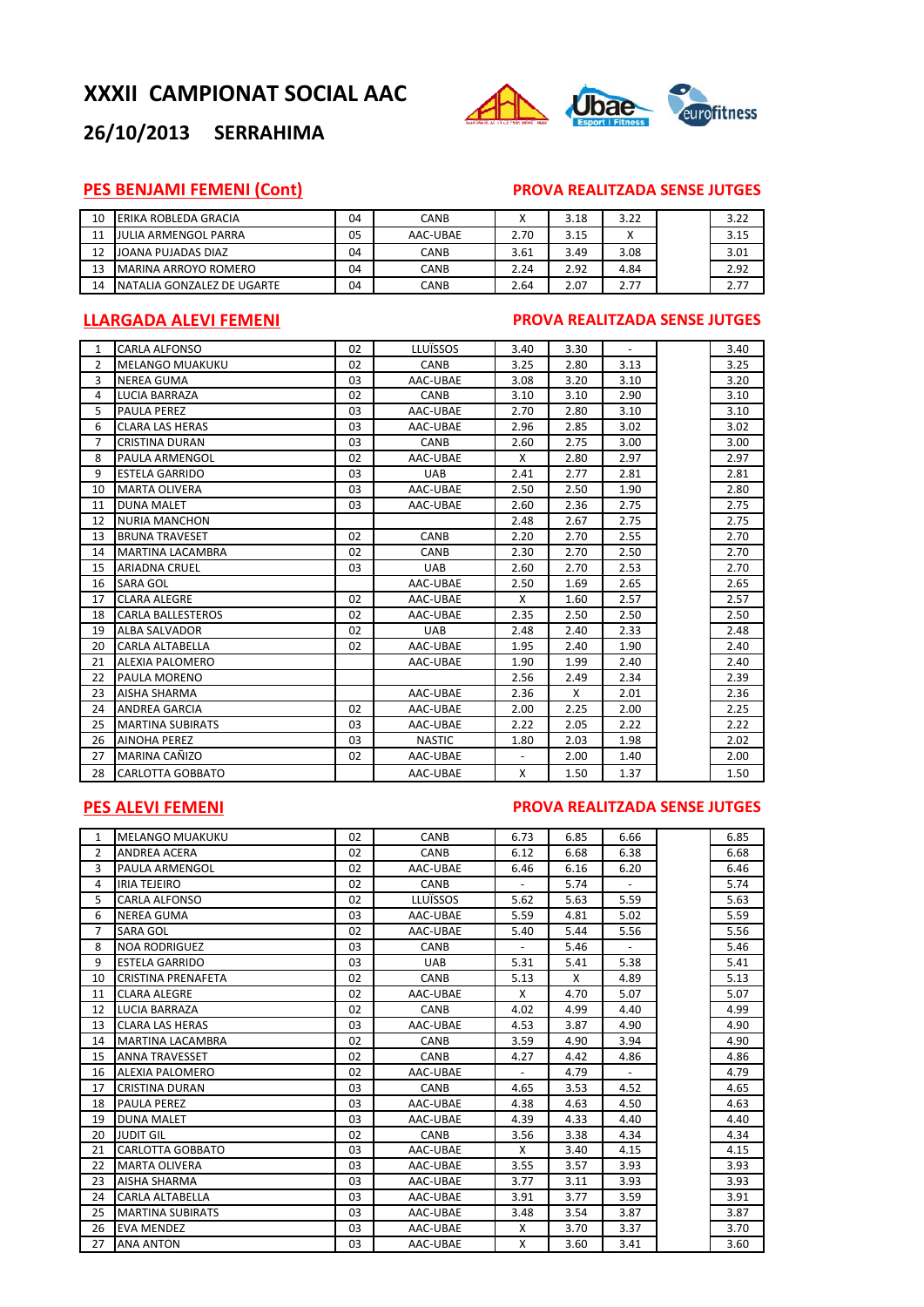# XXXII CAMPIONAT SOCIAL AAC

## 26/10/2013 SERRAHIMA

### PES BENJAMI FEMENI (Cont)

**PROVA REALITZADA SENSE JUTGES**

| | | | | | | | | |
|---|---|---|---|---|---|---|---|---|
| 10 | ERIKA ROBLEDA GRACIA | 04 | CANB | X | 3.18 | 3.22 | | 3.22 |
| 11 | JULIA ARMENGOL PARRA | 05 | AAC-UBAE | 2.70 | 3.15 | X | | 3.15 |
| 12 | JOANA PUJADAS DIAZ | 04 | CANB | 3.61 | 3.49 | 3.08 | | 3.01 |
| 13 | MARINA ARROYO ROMERO | 04 | CANB | 2.24 | 2.92 | 4.84 | | 2.92 |
| 14 | NATALIA GONZALEZ DE UGARTE | 04 | CANB | 2.64 | 2.07 | 2.77 | | 2.77 |

### LLARGADA ALEVI FEMENI

**PROVA REALITZADA SENSE JUTGES**

| | | | | | | | | |
|---|---|---|---|---|---|---|---|---|
| 1 | CARLA ALFONSO | 02 | LLUÏSSOS | 3.40 | 3.30 | - | | 3.40 |
| 2 | MELANGO MUAKUKU | 02 | CANB | 3.25 | 2.80 | 3.13 | | 3.25 |
| 3 | NEREA GUMA | 03 | AAC-UBAE | 3.08 | 3.20 | 3.10 | | 3.20 |
| 4 | LUCIA BARRAZA | 02 | CANB | 3.10 | 3.10 | 2.90 | | 3.10 |
| 5 | PAULA PEREZ | 03 | AAC-UBAE | 2.70 | 2.80 | 3.10 | | 3.10 |
| 6 | CLARA LAS HERAS | 03 | AAC-UBAE | 2.96 | 2.85 | 3.02 | | 3.02 |
| 7 | CRISTINA DURAN | 03 | CANB | 2.60 | 2.75 | 3.00 | | 3.00 |
| 8 | PAULA ARMENGOL | 02 | AAC-UBAE | X | 2.80 | 2.97 | | 2.97 |
| 9 | ESTELA GARRIDO | 03 | UAB | 2.41 | 2.77 | 2.81 | | 2.81 |
| 10 | MARTA OLIVERA | 03 | AAC-UBAE | 2.50 | 2.50 | 1.90 | | 2.80 |
| 11 | DUNA MALET | 03 | AAC-UBAE | 2.60 | 2.36 | 2.75 | | 2.75 |
| 12 | NURIA MANCHON | | | 2.48 | 2.67 | 2.75 | | 2.75 |
| 13 | BRUNA TRAVESET | 02 | CANB | 2.20 | 2.70 | 2.55 | | 2.70 |
| 14 | MARTINA LACAMBRA | 02 | CANB | 2.30 | 2.70 | 2.50 | | 2.70 |
| 15 | ARIADNA CRUEL | 03 | UAB | 2.60 | 2.70 | 2.53 | | 2.70 |
| 16 | SARA GOL | | AAC-UBAE | 2.50 | 1.69 | 2.65 | | 2.65 |
| 17 | CLARA ALEGRE | 02 | AAC-UBAE | X | 1.60 | 2.57 | | 2.57 |
| 18 | CARLA BALLESTEROS | 02 | AAC-UBAE | 2.35 | 2.50 | 2.50 | | 2.50 |
| 19 | ALBA SALVADOR | 02 | UAB | 2.48 | 2.40 | 2.33 | | 2.48 |
| 20 | CARLA ALTABELLA | 02 | AAC-UBAE | 1.95 | 2.40 | 1.90 | | 2.40 |
| 21 | ALEXIA PALOMERO | | AAC-UBAE | 1.90 | 1.99 | 2.40 | | 2.40 |
| 22 | PAULA MORENO | | | 2.56 | 2.49 | 2.34 | | 2.39 |
| 23 | AISHA SHARMA | | AAC-UBAE | 2.36 | X | 2.01 | | 2.36 |
| 24 | ANDREA GARCIA | 02 | AAC-UBAE | 2.00 | 2.25 | 2.00 | | 2.25 |
| 25 | MARTINA SUBIRATS | 03 | AAC-UBAE | 2.22 | 2.05 | 2.22 | | 2.22 |
| 26 | AINOHA PEREZ | 03 | NASTIC | 1.80 | 2.03 | 1.98 | | 2.02 |
| 27 | MARINA CAÑIZO | 02 | AAC-UBAE | - | 2.00 | 1.40 | | 2.00 |
| 28 | CARLOTTA GOBBATO | | AAC-UBAE | X | 1.50 | 1.37 | | 1.50 |

### PES ALEVI FEMENI

**PROVA REALITZADA SENSE JUTGES**

| | | | | | | | | |
|---|---|---|---|---|---|---|---|---|
| 1 | MELANGO MUAKUKU | 02 | CANB | 6.73 | 6.85 | 6.66 | | 6.85 |
| 2 | ANDREA ACERA | 02 | CANB | 6.12 | 6.68 | 6.38 | | 6.68 |
| 3 | PAULA ARMENGOL | 02 | AAC-UBAE | 6.46 | 6.16 | 6.20 | | 6.46 |
| 4 | IRIA TEJEIRO | 02 | CANB | - | 5.74 | - | | 5.74 |
| 5 | CARLA ALFONSO | 02 | LLUÏSSOS | 5.62 | 5.63 | 5.59 | | 5.63 |
| 6 | NEREA GUMA | 03 | AAC-UBAE | 5.59 | 4.81 | 5.02 | | 5.59 |
| 7 | SARA GOL | 02 | AAC-UBAE | 5.40 | 5.44 | 5.56 | | 5.56 |
| 8 | NOA RODRIGUEZ | 03 | CANB | - | 5.46 | - | | 5.46 |
| 9 | ESTELA GARRIDO | 03 | UAB | 5.31 | 5.41 | 5.38 | | 5.41 |
| 10 | CRISTINA PRENAFETA | 02 | CANB | 5.13 | X | 4.89 | | 5.13 |
| 11 | CLARA ALEGRE | 02 | AAC-UBAE | X | 4.70 | 5.07 | | 5.07 |
| 12 | LUCIA BARRAZA | 02 | CANB | 4.02 | 4.99 | 4.40 | | 4.99 |
| 13 | CLARA LAS HERAS | 03 | AAC-UBAE | 4.53 | 3.87 | 4.90 | | 4.90 |
| 14 | MARTINA LACAMBRA | 02 | CANB | 3.59 | 4.90 | 3.94 | | 4.90 |
| 15 | ANNA TRAVESSET | 02 | CANB | 4.27 | 4.42 | 4.86 | | 4.86 |
| 16 | ALEXIA PALOMERO | 02 | AAC-UBAE | - | 4.79 | - | | 4.79 |
| 17 | CRISTINA DURAN | 03 | CANB | 4.65 | 3.53 | 4.52 | | 4.65 |
| 18 | PAULA PEREZ | 03 | AAC-UBAE | 4.38 | 4.63 | 4.50 | | 4.63 |
| 19 | DUNA MALET | 03 | AAC-UBAE | 4.39 | 4.33 | 4.40 | | 4.40 |
| 20 | JUDIT GIL | 02 | CANB | 3.56 | 3.38 | 4.34 | | 4.34 |
| 21 | CARLOTTA GOBBATO | 03 | AAC-UBAE | X | 3.40 | 4.15 | | 4.15 |
| 22 | MARTA OLIVERA | 03 | AAC-UBAE | 3.55 | 3.57 | 3.93 | | 3.93 |
| 23 | AISHA SHARMA | 03 | AAC-UBAE | 3.77 | 3.11 | 3.93 | | 3.93 |
| 24 | CARLA ALTABELLA | 03 | AAC-UBAE | 3.91 | 3.77 | 3.59 | | 3.91 |
| 25 | MARTINA SUBIRATS | 03 | AAC-UBAE | 3.48 | 3.54 | 3.87 | | 3.87 |
| 26 | EVA MENDEZ | 03 | AAC-UBAE | X | 3.70 | 3.37 | | 3.70 |
| 27 | ANA ANTON | 03 | AAC-UBAE | X | 3.60 | 3.41 | | 3.60 |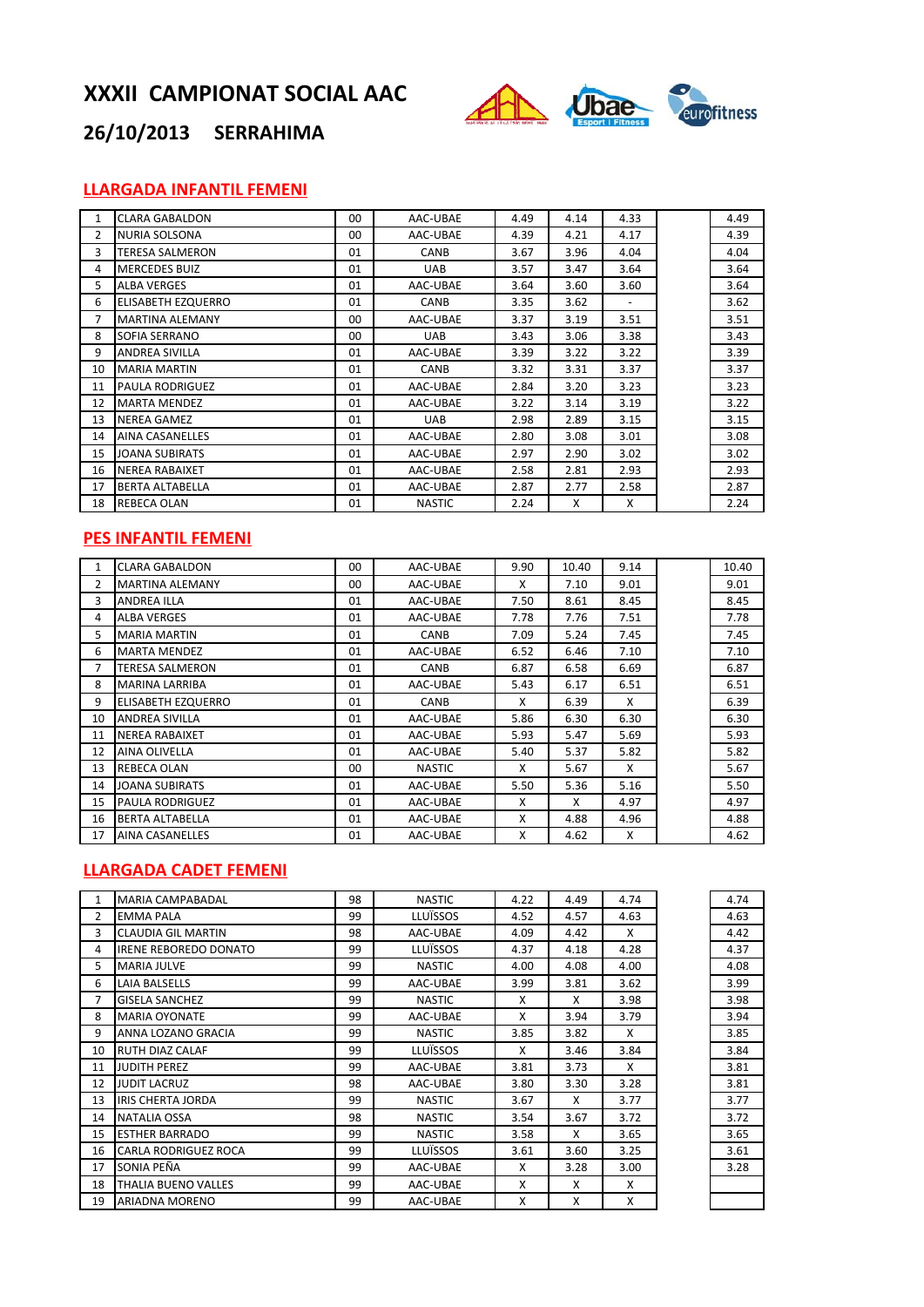# XXXII CAMPIONAT SOCIAL AAC

## 26/10/2013 SERRAHIMA

### LLARGADA INFANTIL FEMENI

| | | | | | | | | |
|---|---|---|---|---|---|---|---|---|
| 1 | CLARA GABALDON | 00 | AAC-UBAE | 4.49 | 4.14 | 4.33 | | 4.49 |
| 2 | NURIA SOLSONA | 00 | AAC-UBAE | 4.39 | 4.21 | 4.17 | | 4.39 |
| 3 | TERESA SALMERON | 01 | CANB | 3.67 | 3.96 | 4.04 | | 4.04 |
| 4 | MERCEDES BUIZ | 01 | UAB | 3.57 | 3.47 | 3.64 | | 3.64 |
| 5 | ALBA VERGES | 01 | AAC-UBAE | 3.64 | 3.60 | 3.60 | | 3.64 |
| 6 | ELISABETH EZQUERRO | 01 | CANB | 3.35 | 3.62 | - | | 3.62 |
| 7 | MARTINA ALEMANY | 00 | AAC-UBAE | 3.37 | 3.19 | 3.51 | | 3.51 |
| 8 | SOFIA SERRANO | 00 | UAB | 3.43 | 3.06 | 3.38 | | 3.43 |
| 9 | ANDREA SIVILLA | 01 | AAC-UBAE | 3.39 | 3.22 | 3.22 | | 3.39 |
| 10 | MARIA MARTIN | 01 | CANB | 3.32 | 3.31 | 3.37 | | 3.37 |
| 11 | PAULA RODRIGUEZ | 01 | AAC-UBAE | 2.84 | 3.20 | 3.23 | | 3.23 |
| 12 | MARTA MENDEZ | 01 | AAC-UBAE | 3.22 | 3.14 | 3.19 | | 3.22 |
| 13 | NEREA GAMEZ | 01 | UAB | 2.98 | 2.89 | 3.15 | | 3.15 |
| 14 | AINA CASANELLES | 01 | AAC-UBAE | 2.80 | 3.08 | 3.01 | | 3.08 |
| 15 | JOANA SUBIRATS | 01 | AAC-UBAE | 2.97 | 2.90 | 3.02 | | 3.02 |
| 16 | NEREA RABAIXET | 01 | AAC-UBAE | 2.58 | 2.81 | 2.93 | | 2.93 |
| 17 | BERTA ALTABELLA | 01 | AAC-UBAE | 2.87 | 2.77 | 2.58 | | 2.87 |
| 18 | REBECA OLAN | 01 | NASTIC | 2.24 | X | X | | 2.24 |

### PES INFANTIL FEMENI

| | | | | | | | | |
|---|---|---|---|---|---|---|---|---|
| 1 | CLARA GABALDON | 00 | AAC-UBAE | 9.90 | 10.40 | 9.14 | | 10.40 |
| 2 | MARTINA ALEMANY | 00 | AAC-UBAE | X | 7.10 | 9.01 | | 9.01 |
| 3 | ANDREA ILLA | 01 | AAC-UBAE | 7.50 | 8.61 | 8.45 | | 8.45 |
| 4 | ALBA VERGES | 01 | AAC-UBAE | 7.78 | 7.76 | 7.51 | | 7.78 |
| 5 | MARIA MARTIN | 01 | CANB | 7.09 | 5.24 | 7.45 | | 7.45 |
| 6 | MARTA MENDEZ | 01 | AAC-UBAE | 6.52 | 6.46 | 7.10 | | 7.10 |
| 7 | TERESA SALMERON | 01 | CANB | 6.87 | 6.58 | 6.69 | | 6.87 |
| 8 | MARINA LARRIBA | 01 | AAC-UBAE | 5.43 | 6.17 | 6.51 | | 6.51 |
| 9 | ELISABETH EZQUERRO | 01 | CANB | X | 6.39 | X | | 6.39 |
| 10 | ANDREA SIVILLA | 01 | AAC-UBAE | 5.86 | 6.30 | 6.30 | | 6.30 |
| 11 | NEREA RABAIXET | 01 | AAC-UBAE | 5.93 | 5.47 | 5.69 | | 5.93 |
| 12 | AINA OLIVELLA | 01 | AAC-UBAE | 5.40 | 5.37 | 5.82 | | 5.82 |
| 13 | REBECA OLAN | 00 | NASTIC | X | 5.67 | X | | 5.67 |
| 14 | JOANA SUBIRATS | 01 | AAC-UBAE | 5.50 | 5.36 | 5.16 | | 5.50 |
| 15 | PAULA RODRIGUEZ | 01 | AAC-UBAE | X | X | 4.97 | | 4.97 |
| 16 | BERTA ALTABELLA | 01 | AAC-UBAE | X | 4.88 | 4.96 | | 4.88 |
| 17 | AINA CASANELLES | 01 | AAC-UBAE | X | 4.62 | X | | 4.62 |

### LLARGADA CADET FEMENI

| | | | | | | | | |
|---|---|---|---|---|---|---|---|---|
| 1 | MARIA CAMPABADAL | 98 | NASTIC | 4.22 | 4.49 | 4.74 | | 4.74 |
| 2 | EMMA PALA | 99 | LLUÏSSOS | 4.52 | 4.57 | 4.63 | | 4.63 |
| 3 | CLAUDIA GIL MARTIN | 98 | AAC-UBAE | 4.09 | 4.42 | X | | 4.42 |
| 4 | IRENE REBOREDO DONATO | 99 | LLUÏSSOS | 4.37 | 4.18 | 4.28 | | 4.37 |
| 5 | MARIA JULVE | 99 | NASTIC | 4.00 | 4.08 | 4.00 | | 4.08 |
| 6 | LAIA BALSELLS | 99 | AAC-UBAE | 3.99 | 3.81 | 3.62 | | 3.99 |
| 7 | GISELA SANCHEZ | 99 | NASTIC | X | X | 3.98 | | 3.98 |
| 8 | MARIA OYONATE | 99 | AAC-UBAE | X | 3.94 | 3.79 | | 3.94 |
| 9 | ANNA LOZANO GRACIA | 99 | NASTIC | 3.85 | 3.82 | X | | 3.85 |
| 10 | RUTH DIAZ CALAF | 99 | LLUÏSSOS | X | 3.46 | 3.84 | | 3.84 |
| 11 | JUDITH PEREZ | 99 | AAC-UBAE | 3.81 | 3.73 | X | | 3.81 |
| 12 | JUDIT LACRUZ | 98 | AAC-UBAE | 3.80 | 3.30 | 3.28 | | 3.81 |
| 13 | IRIS CHERTA JORDA | 99 | NASTIC | 3.67 | X | 3.77 | | 3.77 |
| 14 | NATALIA OSSA | 98 | NASTIC | 3.54 | 3.67 | 3.72 | | 3.72 |
| 15 | ESTHER BARRADO | 99 | NASTIC | 3.58 | X | 3.65 | | 3.65 |
| 16 | CARLA RODRIGUEZ ROCA | 99 | LLUÏSSOS | 3.61 | 3.60 | 3.25 | | 3.61 |
| 17 | SONIA PEÑA | 99 | AAC-UBAE | X | 3.28 | 3.00 | | 3.28 |
| 18 | THALIA BUENO VALLES | 99 | AAC-UBAE | X | X | X | | |
| 19 | ARIADNA MORENO | 99 | AAC-UBAE | X | X | X | | |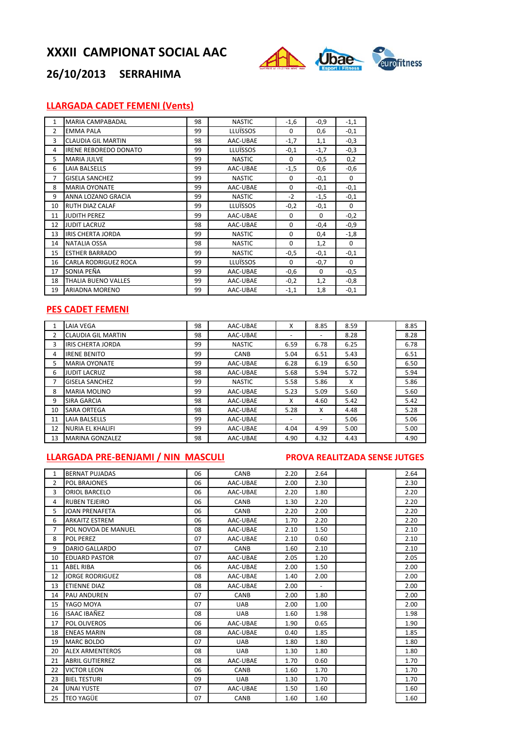# XXXII CAMPIONAT SOCIAL AAC

## 26/10/2013 SERRAHIMA

### LLARGADA CADET FEMENI (Vents)

| | | | | | | |
|---|---|---|---|---|---|---|
| 1 | MARIA CAMPABADAL | 98 | NASTIC | -1,6 | -0,9 | -1,1 |
| 2 | EMMA PALA | 99 | LLUÏSSOS | 0 | 0,6 | -0,1 |
| 3 | CLAUDIA GIL MARTIN | 98 | AAC-UBAE | -1,7 | 1,1 | -0,3 |
| 4 | IRENE REBOREDO DONATO | 99 | LLUÏSSOS | -0,1 | -1,7 | -0,3 |
| 5 | MARIA JULVE | 99 | NASTIC | 0 | -0,5 | 0,2 |
| 6 | LAIA BALSELLS | 99 | AAC-UBAE | -1,5 | 0,6 | -0,6 |
| 7 | GISELA SANCHEZ | 99 | NASTIC | 0 | -0,1 | 0 |
| 8 | MARIA OYONATE | 99 | AAC-UBAE | 0 | -0,1 | -0,1 |
| 9 | ANNA LOZANO GRACIA | 99 | NASTIC | -2 | -1,5 | -0,1 |
| 10 | RUTH DIAZ CALAF | 99 | LLUÏSSOS | -0,2 | -0,1 | 0 |
| 11 | JUDITH PEREZ | 99 | AAC-UBAE | 0 | 0 | -0,2 |
| 12 | JUDIT LACRUZ | 98 | AAC-UBAE | 0 | -0,4 | -0,9 |
| 13 | IRIS CHERTA JORDA | 99 | NASTIC | 0 | 0,4 | -1,8 |
| 14 | NATALIA OSSA | 98 | NASTIC | 0 | 1,2 | 0 |
| 15 | ESTHER BARRADO | 99 | NASTIC | -0,5 | -0,1 | -0,1 |
| 16 | CARLA RODRIGUEZ ROCA | 99 | LLUÏSSOS | 0 | -0,7 | 0 |
| 17 | SONIA PEÑA | 99 | AAC-UBAE | -0,6 | 0 | -0,5 |
| 18 | THALIA BUENO VALLES | 99 | AAC-UBAE | -0,2 | 1,2 | -0,8 |
| 19 | ARIADNA MORENO | 99 | AAC-UBAE | -1,1 | 1,8 | -0,1 |

### PES CADET FEMENI

| | | | | | | | | |
|---|---|---|---|---|---|---|---|---|
| 1 | LAIA VEGA | 98 | AAC-UBAE | X | 8.85 | 8.59 | | 8.85 |
| 2 | CLAUDIA GIL MARTIN | 98 | AAC-UBAE | - | - | 8.28 | | 8.28 |
| 3 | IRIS CHERTA JORDA | 99 | NASTIC | 6.59 | 6.78 | 6.25 | | 6.78 |
| 4 | IRENE BENITO | 99 | CANB | 5.04 | 6.51 | 5.43 | | 6.51 |
| 5 | MARIA OYONATE | 99 | AAC-UBAE | 6.28 | 6.19 | 6.50 | | 6.50 |
| 6 | JUDIT LACRUZ | 98 | AAC-UBAE | 5.68 | 5.94 | 5.72 | | 5.94 |
| 7 | GISELA SANCHEZ | 99 | NASTIC | 5.58 | 5.86 | X | | 5.86 |
| 8 | MARIA MOLINO | 99 | AAC-UBAE | 5.23 | 5.09 | 5.60 | | 5.60 |
| 9 | SIRA GARCIA | 98 | AAC-UBAE | X | 4.60 | 5.42 | | 5.42 |
| 10 | SARA ORTEGA | 98 | AAC-UBAE | 5.28 | X | 4.48 | | 5.28 |
| 11 | LAIA BALSELLS | 99 | AAC-UBAE | - | - | 5.06 | | 5.06 |
| 12 | NURIA EL KHALIFI | 99 | AAC-UBAE | 4.04 | 4.99 | 5.00 | | 5.00 |
| 13 | MARINA GONZALEZ | 98 | AAC-UBAE | 4.90 | 4.32 | 4.43 | | 4.90 |

### LLARGADA PRE-BENJAMI / NIN MASCULI

**PROVA REALITZADA SENSE JUTGES**

| | | | | | | | | |
|---|---|---|---|---|---|---|---|---|
| 1 | BERNAT PUJADAS | 06 | CANB | 2.20 | 2.64 | | | 2.64 |
| 2 | POL BRAJONES | 06 | AAC-UBAE | 2.00 | 2.30 | | | 2.30 |
| 3 | ORIOL BARCELO | 06 | AAC-UBAE | 2.20 | 1.80 | | | 2.20 |
| 4 | RUBEN TEJEIRO | 06 | CANB | 1.30 | 2.20 | | | 2.20 |
| 5 | JOAN PRENAFETA | 06 | CANB | 2.20 | 2.00 | | | 2.20 |
| 6 | ARKAITZ ESTREM | 06 | AAC-UBAE | 1.70 | 2.20 | | | 2.20 |
| 7 | POL NOVOA DE MANUEL | 08 | AAC-UBAE | 2.10 | 1.50 | | | 2.10 |
| 8 | POL PEREZ | 07 | AAC-UBAE | 2.10 | 0.60 | | | 2.10 |
| 9 | DARIO GALLARDO | 07 | CANB | 1.60 | 2.10 | | | 2.10 |
| 10 | EDUARD PASTOR | 07 | AAC-UBAE | 2.05 | 1.20 | | | 2.05 |
| 11 | ABEL RIBA | 06 | AAC-UBAE | 2.00 | 1.50 | | | 2.00 |
| 12 | JORGE RODRIGUEZ | 08 | AAC-UBAE | 1.40 | 2.00 | | | 2.00 |
| 13 | ETIENNE DIAZ | 08 | AAC-UBAE | 2.00 | - | | | 2.00 |
| 14 | PAU ANDUREN | 07 | CANB | 2.00 | 1.80 | | | 2.00 |
| 15 | YAGO MOYA | 07 | UAB | 2.00 | 1.00 | | | 2.00 |
| 16 | ISAAC IBAÑEZ | 08 | UAB | 1.60 | 1.98 | | | 1.98 |
| 17 | POL OLIVEROS | 06 | AAC-UBAE | 1.90 | 0.65 | | | 1.90 |
| 18 | ENEAS MARIN | 08 | AAC-UBAE | 0.40 | 1.85 | | | 1.85 |
| 19 | MARC BOLDO | 07 | UAB | 1.80 | 1.80 | | | 1.80 |
| 20 | ALEX ARMENTEROS | 08 | UAB | 1.30 | 1.80 | | | 1.80 |
| 21 | ABRIL GUTIERREZ | 08 | AAC-UBAE | 1.70 | 0.60 | | | 1.70 |
| 22 | VICTOR LEON | 06 | CANB | 1.60 | 1.70 | | | 1.70 |
| 23 | BIEL TESTURI | 09 | UAB | 1.30 | 1.70 | | | 1.70 |
| 24 | UNAI YUSTE | 07 | AAC-UBAE | 1.50 | 1.60 | | | 1.60 |
| 25 | TEO YAGÜE | 07 | CANB | 1.60 | 1.60 | | | 1.60 |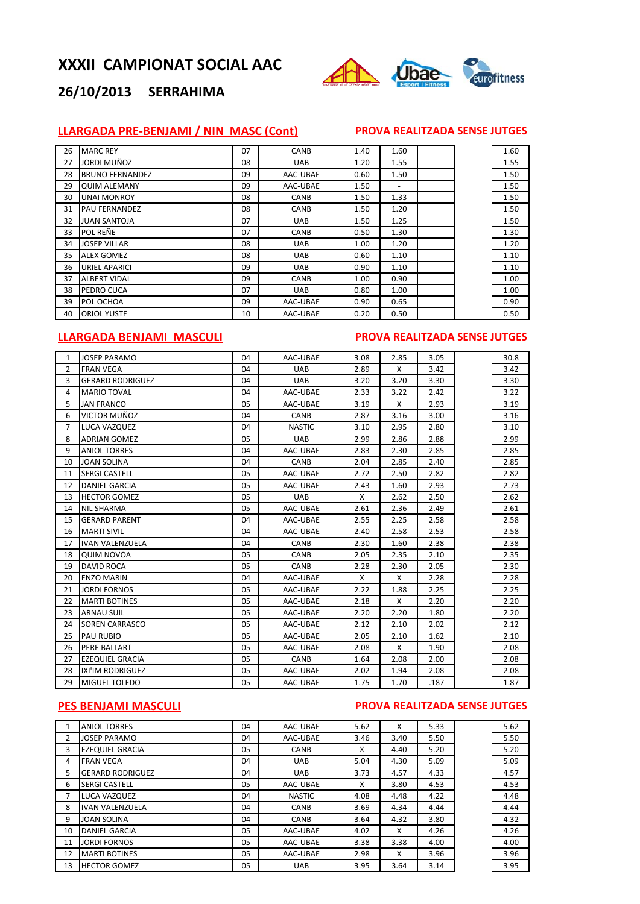# XXXII CAMPIONAT SOCIAL AAC

## 26/10/2013 SERRAHIMA

### LLARGADA PRE-BENJAMI / NIN MASC (Cont)

PROVA REALITZADA SENSE JUTGES

| | | | | | | | | |
|---|---|---|---|---|---|---|---|---|
| 26 | MARC REY | 07 | CANB | 1.40 | 1.60 | | | 1.60 |
| 27 | JORDI MUÑOZ | 08 | UAB | 1.20 | 1.55 | | | 1.55 |
| 28 | BRUNO FERNANDEZ | 09 | AAC-UBAE | 0.60 | 1.50 | | | 1.50 |
| 29 | QUIM ALEMANY | 09 | AAC-UBAE | 1.50 | - | | | 1.50 |
| 30 | UNAI MONROY | 08 | CANB | 1.50 | 1.33 | | | 1.50 |
| 31 | PAU FERNANDEZ | 08 | CANB | 1.50 | 1.20 | | | 1.50 |
| 32 | JUAN SANTOJA | 07 | UAB | 1.50 | 1.25 | | | 1.50 |
| 33 | POL REÑE | 07 | CANB | 0.50 | 1.30 | | | 1.30 |
| 34 | JOSEP VILLAR | 08 | UAB | 1.00 | 1.20 | | | 1.20 |
| 35 | ALEX GOMEZ | 08 | UAB | 0.60 | 1.10 | | | 1.10 |
| 36 | URIEL APARICI | 09 | UAB | 0.90 | 1.10 | | | 1.10 |
| 37 | ALBERT VIDAL | 09 | CANB | 1.00 | 0.90 | | | 1.00 |
| 38 | PEDRO CUCA | 07 | UAB | 0.80 | 1.00 | | | 1.00 |
| 39 | POL OCHOA | 09 | AAC-UBAE | 0.90 | 0.65 | | | 0.90 |
| 40 | ORIOL YUSTE | 10 | AAC-UBAE | 0.20 | 0.50 | | | 0.50 |

### LLARGADA BENJAMI MASCULI

PROVA REALITZADA SENSE JUTGES

| | | | | | | | | |
|---|---|---|---|---|---|---|---|---|
| 1 | JOSEP PARAMO | 04 | AAC-UBAE | 3.08 | 2.85 | 3.05 | | 30.8 |
| 2 | FRAN VEGA | 04 | UAB | 2.89 | X | 3.42 | | 3.42 |
| 3 | GERARD RODRIGUEZ | 04 | UAB | 3.20 | 3.20 | 3.30 | | 3.30 |
| 4 | MARIO TOVAL | 04 | AAC-UBAE | 2.33 | 3.22 | 2.42 | | 3.22 |
| 5 | JAN FRANCO | 05 | AAC-UBAE | 3.19 | X | 2.93 | | 3.19 |
| 6 | VICTOR MUÑOZ | 04 | CANB | 2.87 | 3.16 | 3.00 | | 3.16 |
| 7 | LUCA VAZQUEZ | 04 | NASTIC | 3.10 | 2.95 | 2.80 | | 3.10 |
| 8 | ADRIAN GOMEZ | 05 | UAB | 2.99 | 2.86 | 2.88 | | 2.99 |
| 9 | ANIOL TORRES | 04 | AAC-UBAE | 2.83 | 2.30 | 2.85 | | 2.85 |
| 10 | JOAN SOLINA | 04 | CANB | 2.04 | 2.85 | 2.40 | | 2.85 |
| 11 | SERGI CASTELL | 05 | AAC-UBAE | 2.72 | 2.50 | 2.82 | | 2.82 |
| 12 | DANIEL GARCIA | 05 | AAC-UBAE | 2.43 | 1.60 | 2.93 | | 2.73 |
| 13 | HECTOR GOMEZ | 05 | UAB | X | 2.62 | 2.50 | | 2.62 |
| 14 | NIL SHARMA | 05 | AAC-UBAE | 2.61 | 2.36 | 2.49 | | 2.61 |
| 15 | GERARD PARENT | 04 | AAC-UBAE | 2.55 | 2.25 | 2.58 | | 2.58 |
| 16 | MARTI SIVIL | 04 | AAC-UBAE | 2.40 | 2.58 | 2.53 | | 2.58 |
| 17 | IVAN VALENZUELA | 04 | CANB | 2.30 | 1.60 | 2.38 | | 2.38 |
| 18 | QUIM NOVOA | 05 | CANB | 2.05 | 2.35 | 2.10 | | 2.35 |
| 19 | DAVID ROCA | 05 | CANB | 2.28 | 2.30 | 2.05 | | 2.30 |
| 20 | ENZO MARIN | 04 | AAC-UBAE | X | X | 2.28 | | 2.28 |
| 21 | JORDI FORNOS | 05 | AAC-UBAE | 2.22 | 1.88 | 2.25 | | 2.25 |
| 22 | MARTI BOTINES | 05 | AAC-UBAE | 2.18 | X | 2.20 | | 2.20 |
| 23 | ARNAU SUIL | 05 | AAC-UBAE | 2.20 | 2.20 | 1.80 | | 2.20 |
| 24 | SOREN CARRASCO | 05 | AAC-UBAE | 2.12 | 2.10 | 2.02 | | 2.12 |
| 25 | PAU RUBIO | 05 | AAC-UBAE | 2.05 | 2.10 | 1.62 | | 2.10 |
| 26 | PERE BALLART | 05 | AAC-UBAE | 2.08 | X | 1.90 | | 2.08 |
| 27 | EZEQUIEL GRACIA | 05 | CANB | 1.64 | 2.08 | 2.00 | | 2.08 |
| 28 | IXI'IM RODRIGUEZ | 05 | AAC-UBAE | 2.02 | 1.94 | 2.08 | | 2.08 |
| 29 | MIGUEL TOLEDO | 05 | AAC-UBAE | 1.75 | 1.70 | .187 | | 1.87 |

### PES BENJAMI MASCULI

PROVA REALITZADA SENSE JUTGES

| | | | | | | | | |
|---|---|---|---|---|---|---|---|---|
| 1 | ANIOL TORRES | 04 | AAC-UBAE | 5.62 | X | 5.33 | | 5.62 |
| 2 | JOSEP PARAMO | 04 | AAC-UBAE | 3.46 | 3.40 | 5.50 | | 5.50 |
| 3 | EZEQUIEL GRACIA | 05 | CANB | X | 4.40 | 5.20 | | 5.20 |
| 4 | FRAN VEGA | 04 | UAB | 5.04 | 4.30 | 5.09 | | 5.09 |
| 5 | GERARD RODRIGUEZ | 04 | UAB | 3.73 | 4.57 | 4.33 | | 4.57 |
| 6 | SERGI CASTELL | 05 | AAC-UBAE | X | 3.80 | 4.53 | | 4.53 |
| 7 | LUCA VAZQUEZ | 04 | NASTIC | 4.08 | 4.48 | 4.22 | | 4.48 |
| 8 | IVAN VALENZUELA | 04 | CANB | 3.69 | 4.34 | 4.44 | | 4.44 |
| 9 | JOAN SOLINA | 04 | CANB | 3.64 | 4.32 | 3.80 | | 4.32 |
| 10 | DANIEL GARCIA | 05 | AAC-UBAE | 4.02 | X | 4.26 | | 4.26 |
| 11 | JORDI FORNOS | 05 | AAC-UBAE | 3.38 | 3.38 | 4.00 | | 4.00 |
| 12 | MARTI BOTINES | 05 | AAC-UBAE | 2.98 | X | 3.96 | | 3.96 |
| 13 | HECTOR GOMEZ | 05 | UAB | 3.95 | 3.64 | 3.14 | | 3.95 |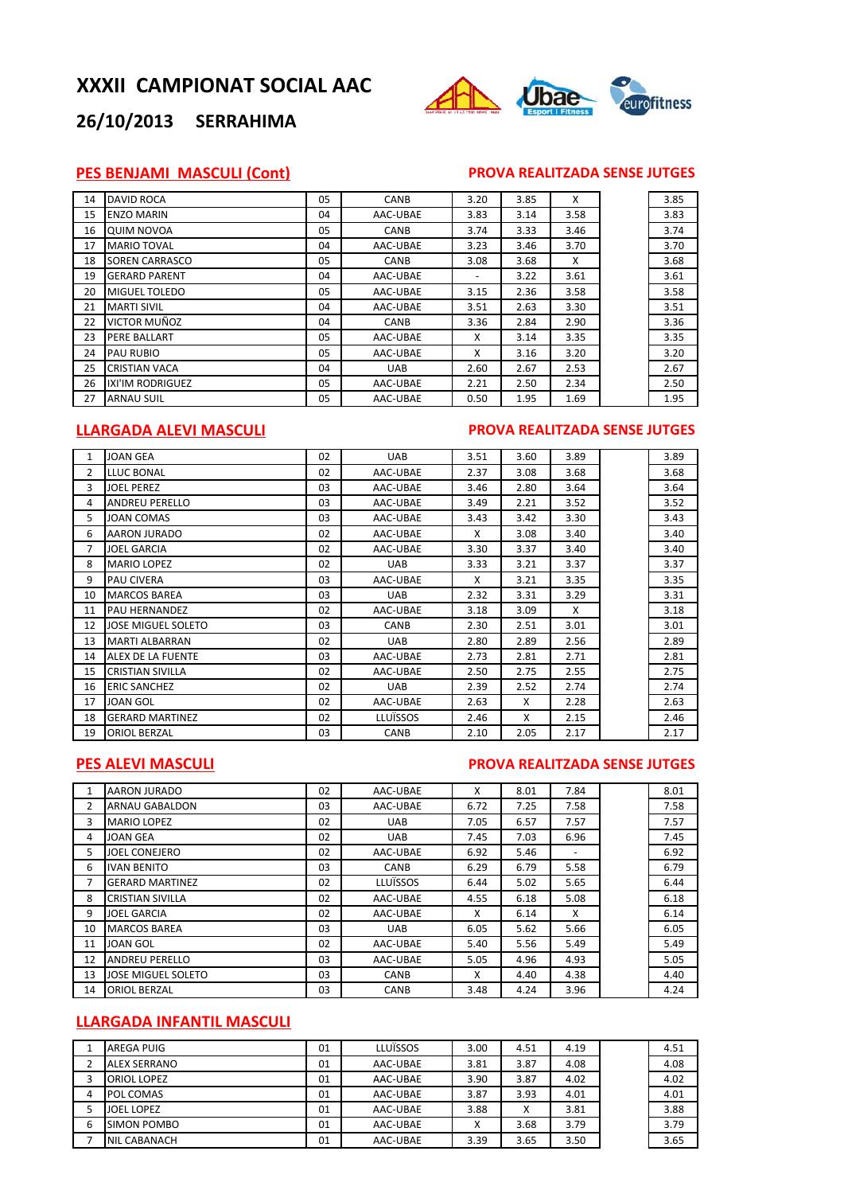# XXXII CAMPIONAT SOCIAL AAC

## 26/10/2013 SERRAHIMA

### PES BENJAMI MASCULI (Cont)

PROVA REALITZADA SENSE JUTGES

| | | | | | | | | |
|---|---|---|---|---|---|---|---|---|
| 14 | DAVID ROCA | 05 | CANB | 3.20 | 3.85 | X | | 3.85 |
| 15 | ENZO MARIN | 04 | AAC-UBAE | 3.83 | 3.14 | 3.58 | | 3.83 |
| 16 | QUIM NOVOA | 05 | CANB | 3.74 | 3.33 | 3.46 | | 3.74 |
| 17 | MARIO TOVAL | 04 | AAC-UBAE | 3.23 | 3.46 | 3.70 | | 3.70 |
| 18 | SOREN CARRASCO | 05 | CANB | 3.08 | 3.68 | X | | 3.68 |
| 19 | GERARD PARENT | 04 | AAC-UBAE | - | 3.22 | 3.61 | | 3.61 |
| 20 | MIGUEL TOLEDO | 05 | AAC-UBAE | 3.15 | 2.36 | 3.58 | | 3.58 |
| 21 | MARTI SIVIL | 04 | AAC-UBAE | 3.51 | 2.63 | 3.30 | | 3.51 |
| 22 | VICTOR MUÑOZ | 04 | CANB | 3.36 | 2.84 | 2.90 | | 3.36 |
| 23 | PERE BALLART | 05 | AAC-UBAE | X | 3.14 | 3.35 | | 3.35 |
| 24 | PAU RUBIO | 05 | AAC-UBAE | X | 3.16 | 3.20 | | 3.20 |
| 25 | CRISTIAN VACA | 04 | UAB | 2.60 | 2.67 | 2.53 | | 2.67 |
| 26 | IXI'IM RODRIGUEZ | 05 | AAC-UBAE | 2.21 | 2.50 | 2.34 | | 2.50 |
| 27 | ARNAU SUIL | 05 | AAC-UBAE | 0.50 | 1.95 | 1.69 | | 1.95 |

### LLARGADA ALEVI MASCULI

PROVA REALITZADA SENSE JUTGES

| | | | | | | | | |
|---|---|---|---|---|---|---|---|---|
| 1 | JOAN GEA | 02 | UAB | 3.51 | 3.60 | 3.89 | | 3.89 |
| 2 | LLUC BONAL | 02 | AAC-UBAE | 2.37 | 3.08 | 3.68 | | 3.68 |
| 3 | JOEL PEREZ | 03 | AAC-UBAE | 3.46 | 2.80 | 3.64 | | 3.64 |
| 4 | ANDREU PERELLO | 03 | AAC-UBAE | 3.49 | 2.21 | 3.52 | | 3.52 |
| 5 | JOAN COMAS | 03 | AAC-UBAE | 3.43 | 3.42 | 3.30 | | 3.43 |
| 6 | AARON JURADO | 02 | AAC-UBAE | X | 3.08 | 3.40 | | 3.40 |
| 7 | JOEL GARCIA | 02 | AAC-UBAE | 3.30 | 3.37 | 3.40 | | 3.40 |
| 8 | MARIO LOPEZ | 02 | UAB | 3.33 | 3.21 | 3.37 | | 3.37 |
| 9 | PAU CIVERA | 03 | AAC-UBAE | X | 3.21 | 3.35 | | 3.35 |
| 10 | MARCOS BAREA | 03 | UAB | 2.32 | 3.31 | 3.29 | | 3.31 |
| 11 | PAU HERNANDEZ | 02 | AAC-UBAE | 3.18 | 3.09 | X | | 3.18 |
| 12 | JOSE MIGUEL SOLETO | 03 | CANB | 2.30 | 2.51 | 3.01 | | 3.01 |
| 13 | MARTI ALBARRAN | 02 | UAB | 2.80 | 2.89 | 2.56 | | 2.89 |
| 14 | ALEX DE LA FUENTE | 03 | AAC-UBAE | 2.73 | 2.81 | 2.71 | | 2.81 |
| 15 | CRISTIAN SIVILLA | 02 | AAC-UBAE | 2.50 | 2.75 | 2.55 | | 2.75 |
| 16 | ERIC SANCHEZ | 02 | UAB | 2.39 | 2.52 | 2.74 | | 2.74 |
| 17 | JOAN GOL | 02 | AAC-UBAE | 2.63 | X | 2.28 | | 2.63 |
| 18 | GERARD MARTINEZ | 02 | LLUÏSSOS | 2.46 | X | 2.15 | | 2.46 |
| 19 | ORIOL BERZAL | 03 | CANB | 2.10 | 2.05 | 2.17 | | 2.17 |

### PES ALEVI MASCULI

PROVA REALITZADA SENSE JUTGES

| | | | | | | | | |
|---|---|---|---|---|---|---|---|---|
| 1 | AARON JURADO | 02 | AAC-UBAE | X | 8.01 | 7.84 | | 8.01 |
| 2 | ARNAU GABALDON | 03 | AAC-UBAE | 6.72 | 7.25 | 7.58 | | 7.58 |
| 3 | MARIO LOPEZ | 02 | UAB | 7.05 | 6.57 | 7.57 | | 7.57 |
| 4 | JOAN GEA | 02 | UAB | 7.45 | 7.03 | 6.96 | | 7.45 |
| 5 | JOEL CONEJERO | 02 | AAC-UBAE | 6.92 | 5.46 | - | | 6.92 |
| 6 | IVAN BENITO | 03 | CANB | 6.29 | 6.79 | 5.58 | | 6.79 |
| 7 | GERARD MARTINEZ | 02 | LLUÏSSOS | 6.44 | 5.02 | 5.65 | | 6.44 |
| 8 | CRISTIAN SIVILLA | 02 | AAC-UBAE | 4.55 | 6.18 | 5.08 | | 6.18 |
| 9 | JOEL GARCIA | 02 | AAC-UBAE | X | 6.14 | X | | 6.14 |
| 10 | MARCOS BAREA | 03 | UAB | 6.05 | 5.62 | 5.66 | | 6.05 |
| 11 | JOAN GOL | 02 | AAC-UBAE | 5.40 | 5.56 | 5.49 | | 5.49 |
| 12 | ANDREU PERELLO | 03 | AAC-UBAE | 5.05 | 4.96 | 4.93 | | 5.05 |
| 13 | JOSE MIGUEL SOLETO | 03 | CANB | X | 4.40 | 4.38 | | 4.40 |
| 14 | ORIOL BERZAL | 03 | CANB | 3.48 | 4.24 | 3.96 | | 4.24 |

### LLARGADA INFANTIL MASCULI

| | | | | | | | | |
|---|---|---|---|---|---|---|---|---|
| 1 | AREGA PUIG | 01 | LLUÏSSOS | 3.00 | 4.51 | 4.19 | | 4.51 |
| 2 | ALEX SERRANO | 01 | AAC-UBAE | 3.81 | 3.87 | 4.08 | | 4.08 |
| 3 | ORIOL LOPEZ | 01 | AAC-UBAE | 3.90 | 3.87 | 4.02 | | 4.02 |
| 4 | POL COMAS | 01 | AAC-UBAE | 3.87 | 3.93 | 4.01 | | 4.01 |
| 5 | JOEL LOPEZ | 01 | AAC-UBAE | 3.88 | X | 3.81 | | 3.88 |
| 6 | SIMON POMBO | 01 | AAC-UBAE | X | 3.68 | 3.79 | | 3.79 |
| 7 | NIL CABANACH | 01 | AAC-UBAE | 3.39 | 3.65 | 3.50 | | 3.65 |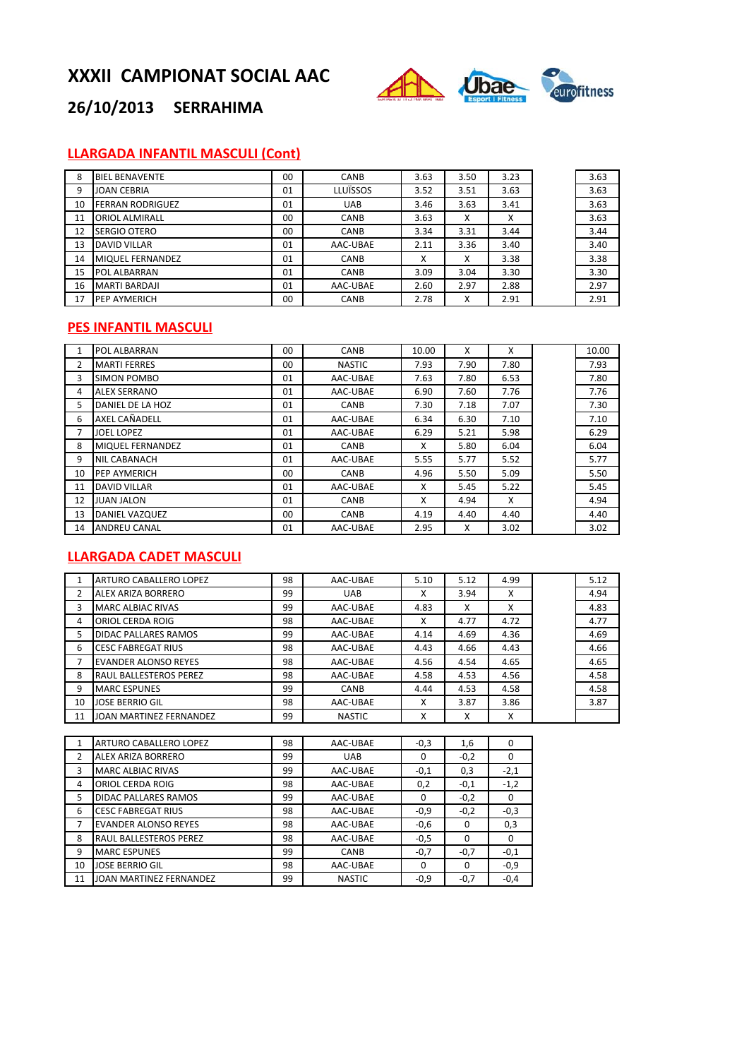# XXXII CAMPIONAT SOCIAL AAC

## 26/10/2013 SERRAHIMA

### LLARGADA INFANTIL MASCULI (Cont)

| | | | | | | | | |
|---|---|---|---|---|---|---|---|---|
| 8 | BIEL BENAVENTE | 00 | CANB | 3.63 | 3.50 | 3.23 | | 3.63 |
| 9 | JOAN CEBRIA | 01 | LLUÏSSOS | 3.52 | 3.51 | 3.63 | | 3.63 |
| 10 | FERRAN RODRIGUEZ | 01 | UAB | 3.46 | 3.63 | 3.41 | | 3.63 |
| 11 | ORIOL ALMIRALL | 00 | CANB | 3.63 | X | X | | 3.63 |
| 12 | SERGIO OTERO | 00 | CANB | 3.34 | 3.31 | 3.44 | | 3.44 |
| 13 | DAVID VILLAR | 01 | AAC-UBAE | 2.11 | 3.36 | 3.40 | | 3.40 |
| 14 | MIQUEL FERNANDEZ | 01 | CANB | X | X | 3.38 | | 3.38 |
| 15 | POL ALBARRAN | 01 | CANB | 3.09 | 3.04 | 3.30 | | 3.30 |
| 16 | MARTI BARDAJI | 01 | AAC-UBAE | 2.60 | 2.97 | 2.88 | | 2.97 |
| 17 | PEP AYMERICH | 00 | CANB | 2.78 | X | 2.91 | | 2.91 |

### PES INFANTIL MASCULI

| | | | | | | | | |
|---|---|---|---|---|---|---|---|---|
| 1 | POL ALBARRAN | 00 | CANB | 10.00 | X | X | | 10.00 |
| 2 | MARTI FERRES | 00 | NASTIC | 7.93 | 7.90 | 7.80 | | 7.93 |
| 3 | SIMON POMBO | 01 | AAC-UBAE | 7.63 | 7.80 | 6.53 | | 7.80 |
| 4 | ALEX SERRANO | 01 | AAC-UBAE | 6.90 | 7.60 | 7.76 | | 7.76 |
| 5 | DANIEL DE LA HOZ | 01 | CANB | 7.30 | 7.18 | 7.07 | | 7.30 |
| 6 | AXEL CAÑADELL | 01 | AAC-UBAE | 6.34 | 6.30 | 7.10 | | 7.10 |
| 7 | JOEL LOPEZ | 01 | AAC-UBAE | 6.29 | 5.21 | 5.98 | | 6.29 |
| 8 | MIQUEL FERNANDEZ | 01 | CANB | X | 5.80 | 6.04 | | 6.04 |
| 9 | NIL CABANACH | 01 | AAC-UBAE | 5.55 | 5.77 | 5.52 | | 5.77 |
| 10 | PEP AYMERICH | 00 | CANB | 4.96 | 5.50 | 5.09 | | 5.50 |
| 11 | DAVID VILLAR | 01 | AAC-UBAE | X | 5.45 | 5.22 | | 5.45 |
| 12 | JUAN JALON | 01 | CANB | X | 4.94 | X | | 4.94 |
| 13 | DANIEL VAZQUEZ | 00 | CANB | 4.19 | 4.40 | 4.40 | | 4.40 |
| 14 | ANDREU CANAL | 01 | AAC-UBAE | 2.95 | X | 3.02 | | 3.02 |

### LLARGADA CADET MASCULI

| | | | | | | | | |
|---|---|---|---|---|---|---|---|---|
| 1 | ARTURO CABALLERO LOPEZ | 98 | AAC-UBAE | 5.10 | 5.12 | 4.99 | | 5.12 |
| 2 | ALEX ARIZA BORRERO | 99 | UAB | X | 3.94 | X | | 4.94 |
| 3 | MARC ALBIAC RIVAS | 99 | AAC-UBAE | 4.83 | X | X | | 4.83 |
| 4 | ORIOL CERDA ROIG | 98 | AAC-UBAE | X | 4.77 | 4.72 | | 4.77 |
| 5 | DIDAC PALLARES RAMOS | 99 | AAC-UBAE | 4.14 | 4.69 | 4.36 | | 4.69 |
| 6 | CESC FABREGAT RIUS | 98 | AAC-UBAE | 4.43 | 4.66 | 4.43 | | 4.66 |
| 7 | EVANDER ALONSO REYES | 98 | AAC-UBAE | 4.56 | 4.54 | 4.65 | | 4.65 |
| 8 | RAUL BALLESTEROS PEREZ | 98 | AAC-UBAE | 4.58 | 4.53 | 4.56 | | 4.58 |
| 9 | MARC ESPUNES | 99 | CANB | 4.44 | 4.53 | 4.58 | | 4.58 |
| 10 | JOSE BERRIO GIL | 98 | AAC-UBAE | X | 3.87 | 3.86 | | 3.87 |
| 11 | JOAN MARTINEZ FERNANDEZ | 99 | NASTIC | X | X | X | | |

| | | | | | | |
|---|---|---|---|---|---|---|
| 1 | ARTURO CABALLERO LOPEZ | 98 | AAC-UBAE | -0,3 | 1,6 | 0 |
| 2 | ALEX ARIZA BORRERO | 99 | UAB | 0 | -0,2 | 0 |
| 3 | MARC ALBIAC RIVAS | 99 | AAC-UBAE | -0,1 | 0,3 | -2,1 |
| 4 | ORIOL CERDA ROIG | 98 | AAC-UBAE | 0,2 | -0,1 | -1,2 |
| 5 | DIDAC PALLARES RAMOS | 99 | AAC-UBAE | 0 | -0,2 | 0 |
| 6 | CESC FABREGAT RIUS | 98 | AAC-UBAE | -0,9 | -0,2 | -0,3 |
| 7 | EVANDER ALONSO REYES | 98 | AAC-UBAE | -0,6 | 0 | 0,3 |
| 8 | RAUL BALLESTEROS PEREZ | 98 | AAC-UBAE | -0,5 | 0 | 0 |
| 9 | MARC ESPUNES | 99 | CANB | -0,7 | -0,7 | -0,1 |
| 10 | JOSE BERRIO GIL | 98 | AAC-UBAE | 0 | 0 | -0,9 |
| 11 | JOAN MARTINEZ FERNANDEZ | 99 | NASTIC | -0,9 | -0,7 | -0,4 |